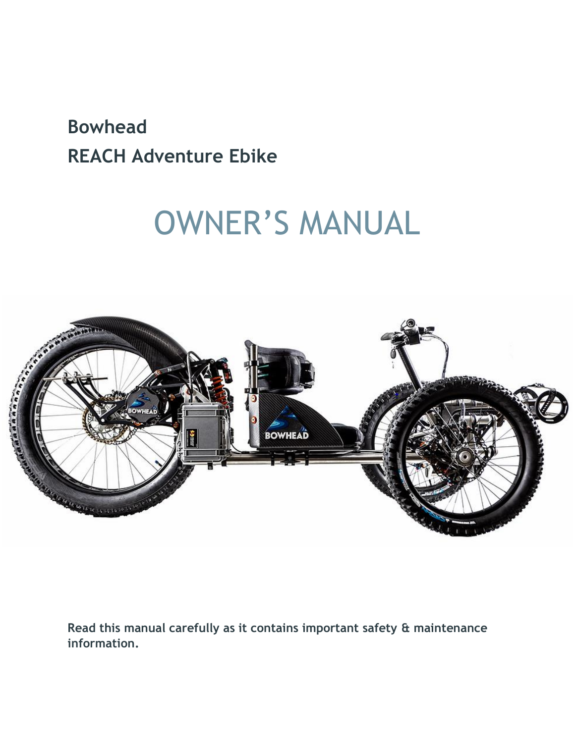**Bowhead**

**REACH Adventure Ebike**

# OWNER'S MANUAL

**Read this manual carefully as it contains important safety & maintenance information.**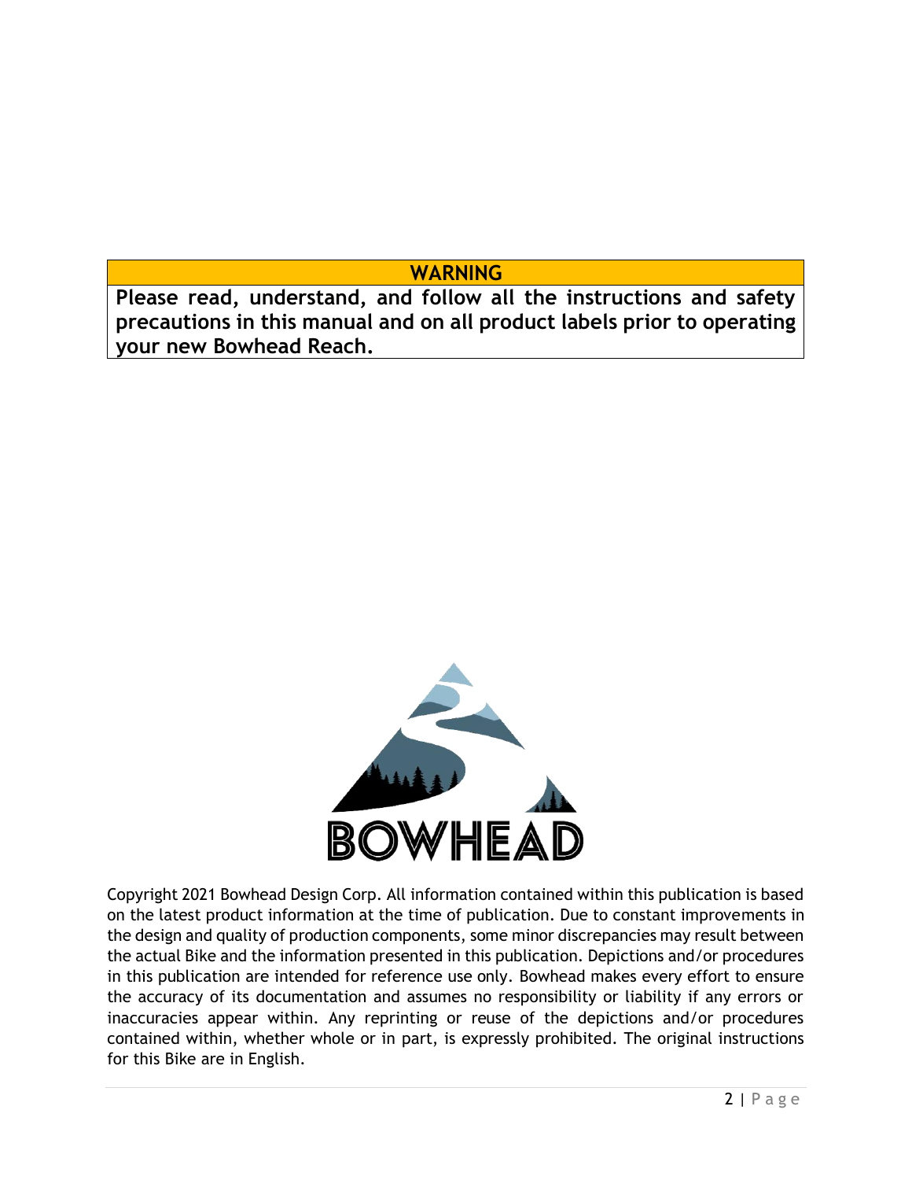**WARNING**

**Please read, understand, and follow all the instructions and safety precautions in this manual and on all product labels prior to operating your new Bowhead Reach.**

BOWHEAD

Copyright 2021 Bowhead Design Corp. All information contained within this publication is based on the latest product information at the time of publication. Due to constant improvements in the design and quality of production components, some minor discrepancies may result between the actual Bike and the information presented in this publication. Depictions and/or procedures in this publication are intended for reference use only. Bowhead makes every effort to ensure the accuracy of its documentation and assumes no responsibility or liability if any errors or inaccuracies appear within. Any reprinting or reuse of the depictions and/or procedures contained within, whether whole or in part, is expressly prohibited. The original instructions for this Bike are in English.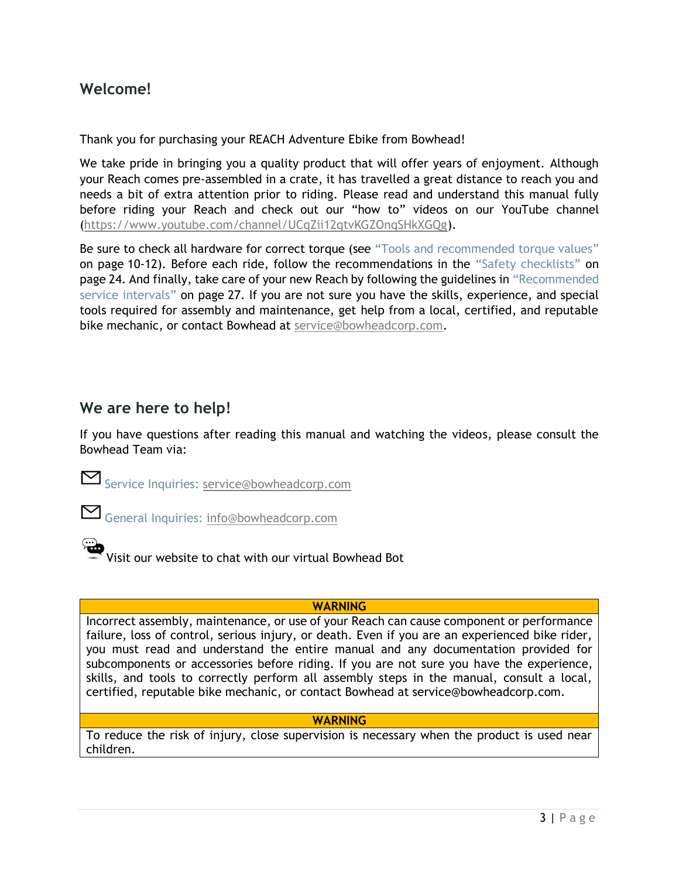## Welcome!

Thank you for purchasing your REACH Adventure Ebike from Bowhead!

We take pride in bringing you a quality product that will offer years of enjoyment. Although your Reach comes pre-assembled in a crate, it has travelled a great distance to reach you and needs a bit of extra attention prior to riding. Please read and understand this manual fully before riding your Reach and check out our "how to" videos on our YouTube channel (https://www.youtube.com/channel/UCqZii12qtvKGZOnqSHkXGQg).

Be sure to check all hardware for correct torque (see "Tools and recommended torque values" on page 10-12). Before each ride, follow the recommendations in the "Safety checklists" on page 24. And finally, take care of your new Reach by following the guidelines in "Recommended service intervals" on page 27. If you are not sure you have the skills, experience, and special tools required for assembly and maintenance, get help from a local, certified, and reputable bike mechanic, or contact Bowhead at service@bowheadcorp.com.

## We are here to help!

If you have questions after reading this manual and watching the videos, please consult the Bowhead Team via:

Service Inquiries: service@bowheadcorp.com

General Inquiries: info@bowheadcorp.com

Visit our website to chat with our virtual Bowhead Bot

| WARNING |
| --- |
| Incorrect assembly, maintenance, or use of your Reach can cause component or performance failure, loss of control, serious injury, or death. Even if you are an experienced bike rider, you must read and understand the entire manual and any documentation provided for subcomponents or accessories before riding. If you are not sure you have the experience, skills, and tools to correctly perform all assembly steps in the manual, consult a local, certified, reputable bike mechanic, or contact Bowhead at service@bowheadcorp.com. |

| WARNING |
| --- |
| To reduce the risk of injury, close supervision is necessary when the product is used near children. |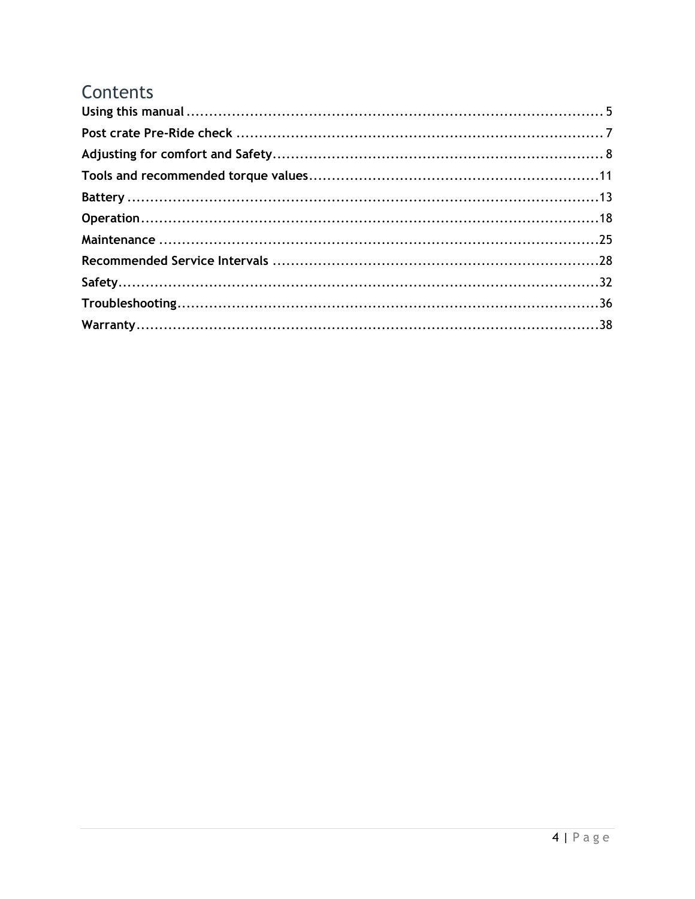# Contents

**Using this manual** .............................................................................................. 5

**Post crate Pre-Ride check** ................................................................................... 7

**Adjusting for comfort and Safety**........................................................................... 8

**Tools and recommended torque values**.................................................................11

**Battery** .............................................................................................................13

**Operation**..........................................................................................................18

**Maintenance** ......................................................................................................25

**Recommended Service Intervals** .........................................................................28

**Safety**...............................................................................................................32

**Troubleshooting**................................................................................................36

**Warranty**...........................................................................................................38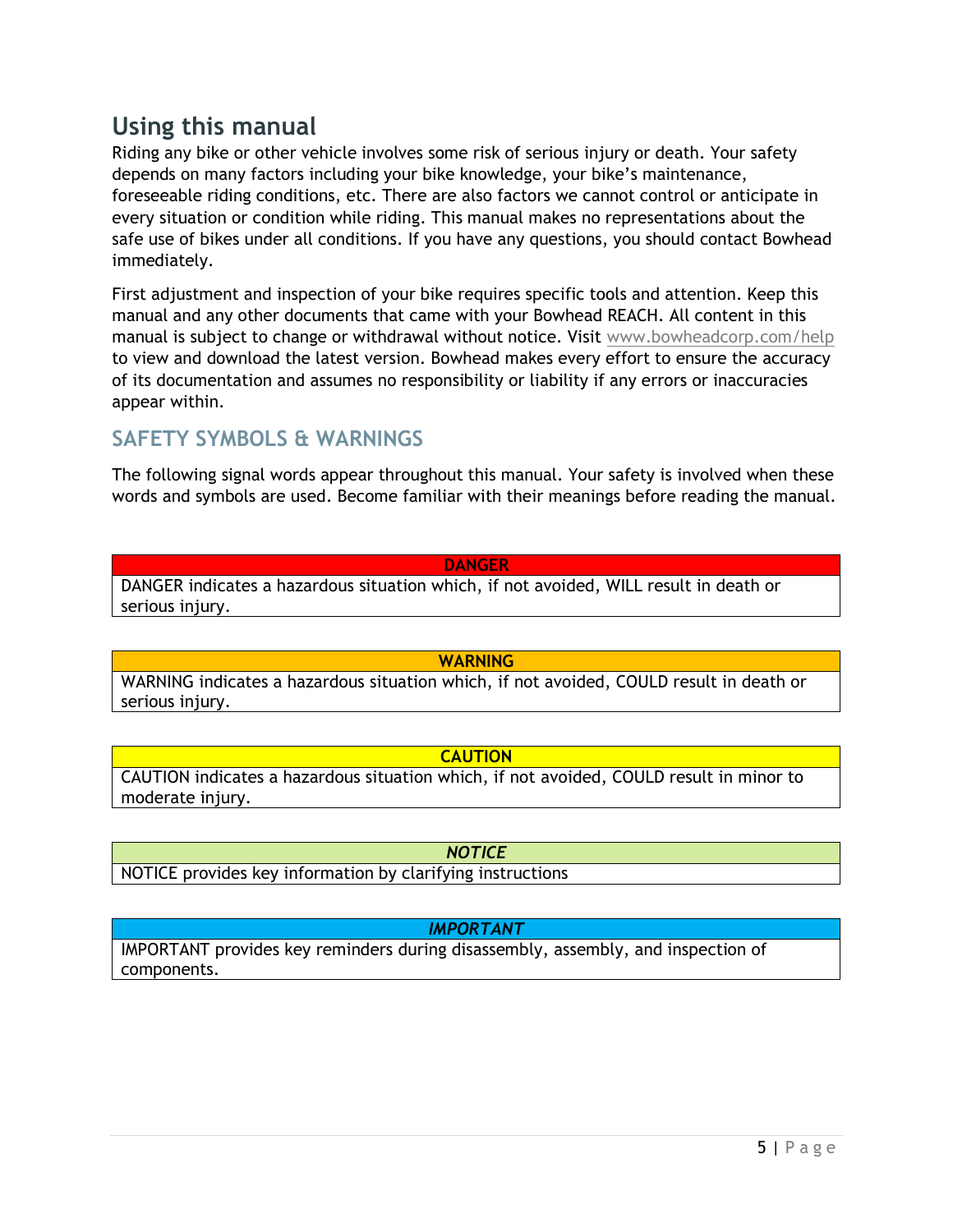# Using this manual

Riding any bike or other vehicle involves some risk of serious injury or death. Your safety depends on many factors including your bike knowledge, your bike's maintenance, foreseeable riding conditions, etc. There are also factors we cannot control or anticipate in every situation or condition while riding. This manual makes no representations about the safe use of bikes under all conditions. If you have any questions, you should contact Bowhead immediately.

First adjustment and inspection of your bike requires specific tools and attention. Keep this manual and any other documents that came with your Bowhead REACH. All content in this manual is subject to change or withdrawal without notice. Visit www.bowheadcorp.com/help to view and download the latest version. Bowhead makes every effort to ensure the accuracy of its documentation and assumes no responsibility or liability if any errors or inaccuracies appear within.

## SAFETY SYMBOLS & WARNINGS

The following signal words appear throughout this manual. Your safety is involved when these words and symbols are used. Become familiar with their meanings before reading the manual.

| DANGER |
|---|
| DANGER indicates a hazardous situation which, if not avoided, WILL result in death or serious injury. |

| WARNING |
|---|
| WARNING indicates a hazardous situation which, if not avoided, COULD result in death or serious injury. |

| CAUTION |
|---|
| CAUTION indicates a hazardous situation which, if not avoided, COULD result in minor to moderate injury. |

| *NOTICE* |
|---|
| NOTICE provides key information by clarifying instructions |

| *IMPORTANT* |
|---|
| IMPORTANT provides key reminders during disassembly, assembly, and inspection of components. |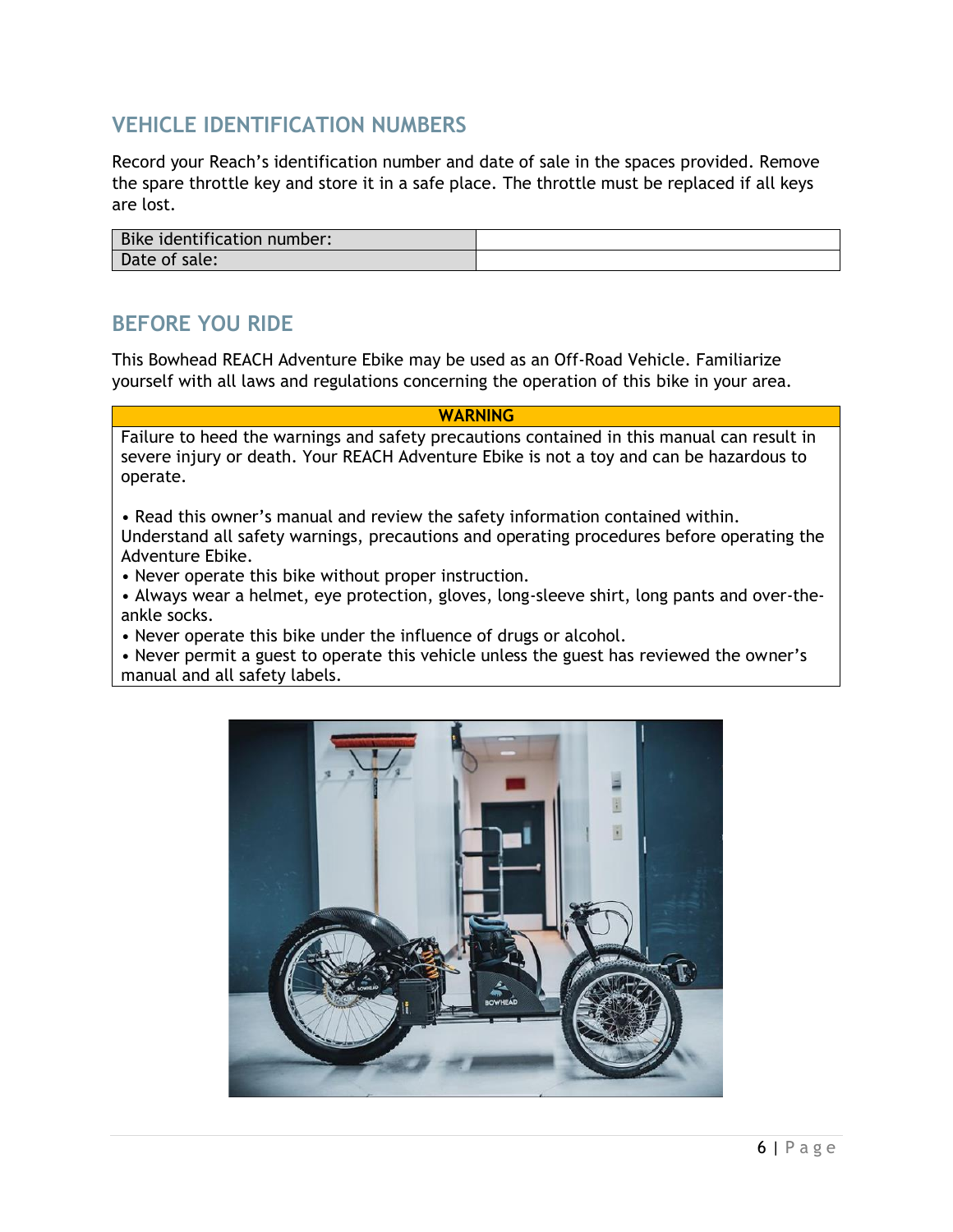## VEHICLE IDENTIFICATION NUMBERS

Record your Reach's identification number and date of sale in the spaces provided. Remove the spare throttle key and store it in a safe place. The throttle must be replaced if all keys are lost.

| Bike identification number: | |
|---|---|
| Date of sale: | |

## BEFORE YOU RIDE

This Bowhead REACH Adventure Ebike may be used as an Off-Road Vehicle. Familiarize yourself with all laws and regulations concerning the operation of this bike in your area.

| WARNING |
|---|
| Failure to heed the warnings and safety precautions contained in this manual can result in severe injury or death. Your REACH Adventure Ebike is not a toy and can be hazardous to operate.<br><br>• Read this owner's manual and review the safety information contained within. Understand all safety warnings, precautions and operating procedures before operating the Adventure Ebike.<br>• Never operate this bike without proper instruction.<br>• Always wear a helmet, eye protection, gloves, long-sleeve shirt, long pants and over-the-ankle socks.<br>• Never operate this bike under the influence of drugs or alcohol.<br>• Never permit a guest to operate this vehicle unless the guest has reviewed the owner's manual and all safety labels. |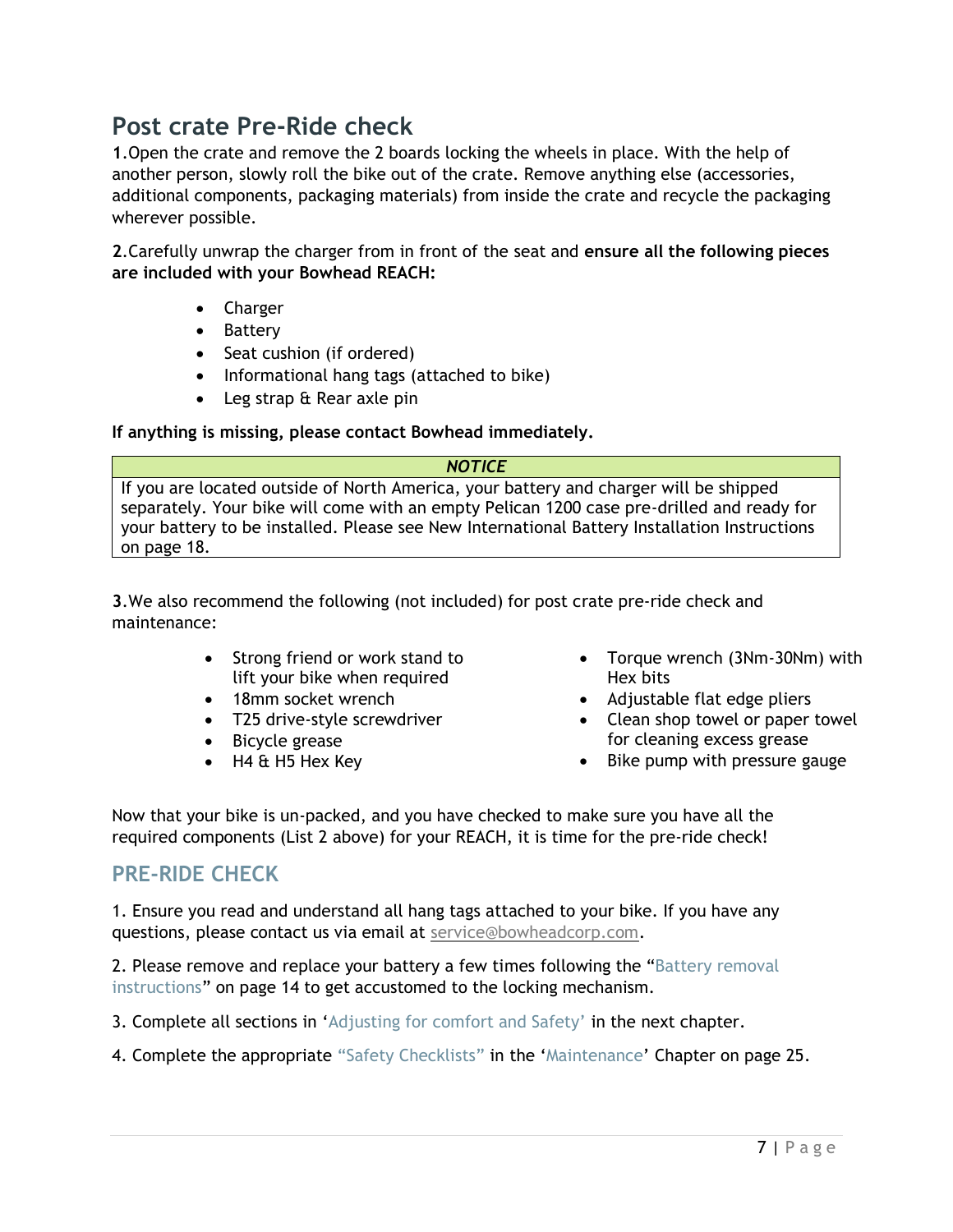# Post crate Pre-Ride check

**1**.Open the crate and remove the 2 boards locking the wheels in place. With the help of another person, slowly roll the bike out of the crate. Remove anything else (accessories, additional components, packaging materials) from inside the crate and recycle the packaging wherever possible.

**2**.Carefully unwrap the charger from in front of the seat and **ensure all the following pieces are included with your Bowhead REACH:**

- Charger
- Battery
- Seat cushion (if ordered)
- Informational hang tags (attached to bike)
- Leg strap & Rear axle pin

**If anything is missing, please contact Bowhead immediately.**

| ***NOTICE*** |
|---|
| If you are located outside of North America, your battery and charger will be shipped separately. Your bike will come with an empty Pelican 1200 case pre-drilled and ready for your battery to be installed. Please see New International Battery Installation Instructions on page 18. |

**3**.We also recommend the following (not included) for post crate pre-ride check and maintenance:

- Strong friend or work stand to lift your bike when required
- 18mm socket wrench
- T25 drive-style screwdriver
- Bicycle grease
- H4 & H5 Hex Key
- Torque wrench (3Nm-30Nm) with Hex bits
- Adjustable flat edge pliers
- Clean shop towel or paper towel for cleaning excess grease
- Bike pump with pressure gauge

Now that your bike is un-packed, and you have checked to make sure you have all the required components (List 2 above) for your REACH, it is time for the pre-ride check!

## PRE-RIDE CHECK

1. Ensure you read and understand all hang tags attached to your bike. If you have any questions, please contact us via email at service@bowheadcorp.com.

2. Please remove and replace your battery a few times following the "Battery removal instructions" on page 14 to get accustomed to the locking mechanism.

3. Complete all sections in 'Adjusting for comfort and Safety' in the next chapter.

4. Complete the appropriate "Safety Checklists" in the 'Maintenance' Chapter on page 25.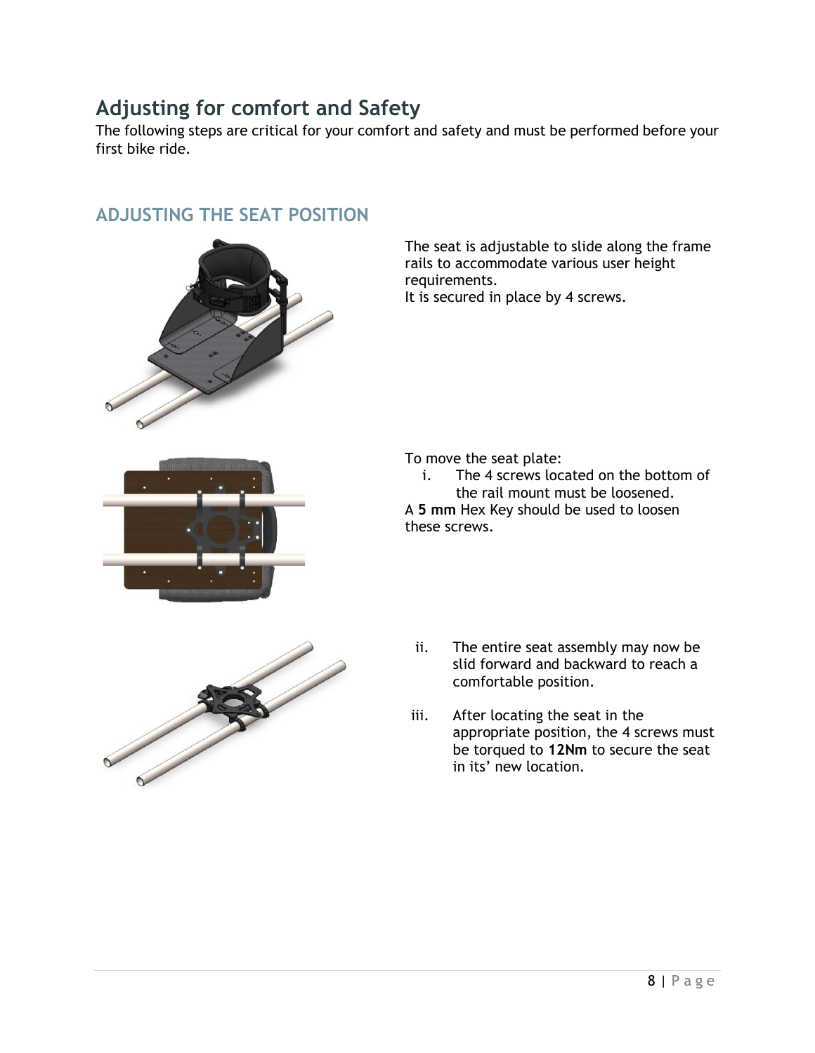# Adjusting for comfort and Safety

The following steps are critical for your comfort and safety and must be performed before your first bike ride.

## ADJUSTING THE SEAT POSITION

The seat is adjustable to slide along the frame rails to accommodate various user height requirements.
It is secured in place by 4 screws.

To move the seat plate:

i. The 4 screws located on the bottom of the rail mount must be loosened.

A **5 mm** Hex Key should be used to loosen these screws.

ii. The entire seat assembly may now be slid forward and backward to reach a comfortable position.

iii. After locating the seat in the appropriate position, the 4 screws must be torqued to **12Nm** to secure the seat in its' new location.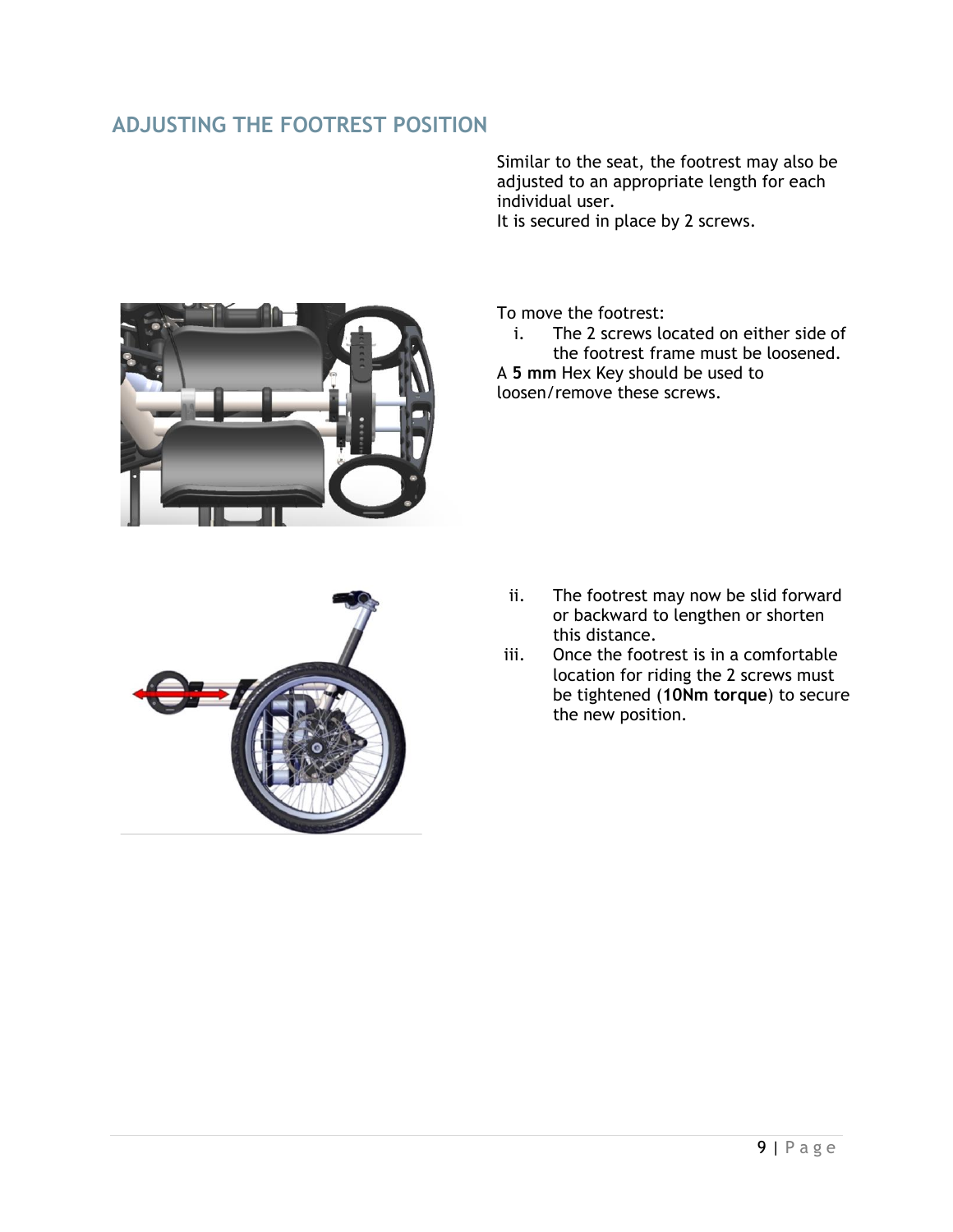## ADJUSTING THE FOOTREST POSITION

Similar to the seat, the footrest may also be adjusted to an appropriate length for each individual user.
It is secured in place by 2 screws.

To move the footrest:

i. The 2 screws located on either side of the footrest frame must be loosened.

A **5 mm** Hex Key should be used to loosen/remove these screws.

ii. The footrest may now be slid forward or backward to lengthen or shorten this distance.

iii. Once the footrest is in a comfortable location for riding the 2 screws must be tightened (**10Nm torque**) to secure the new position.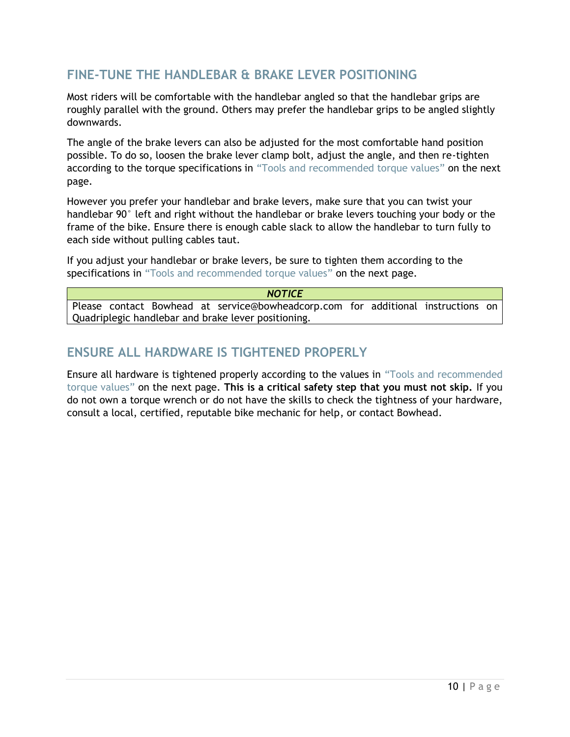## FINE-TUNE THE HANDLEBAR & BRAKE LEVER POSITIONING

Most riders will be comfortable with the handlebar angled so that the handlebar grips are roughly parallel with the ground. Others may prefer the handlebar grips to be angled slightly downwards.

The angle of the brake levers can also be adjusted for the most comfortable hand position possible. To do so, loosen the brake lever clamp bolt, adjust the angle, and then re-tighten according to the torque specifications in "Tools and recommended torque values" on the next page.

However you prefer your handlebar and brake levers, make sure that you can twist your handlebar 90° left and right without the handlebar or brake levers touching your body or the frame of the bike. Ensure there is enough cable slack to allow the handlebar to turn fully to each side without pulling cables taut.

If you adjust your handlebar or brake levers, be sure to tighten them according to the specifications in "Tools and recommended torque values" on the next page.

| ***NOTICE*** |
| --- |
| Please contact Bowhead at service@bowheadcorp.com for additional instructions on Quadriplegic handlebar and brake lever positioning. |

## ENSURE ALL HARDWARE IS TIGHTENED PROPERLY

Ensure all hardware is tightened properly according to the values in "Tools and recommended torque values" on the next page. **This is a critical safety step that you must not skip.** If you do not own a torque wrench or do not have the skills to check the tightness of your hardware, consult a local, certified, reputable bike mechanic for help, or contact Bowhead.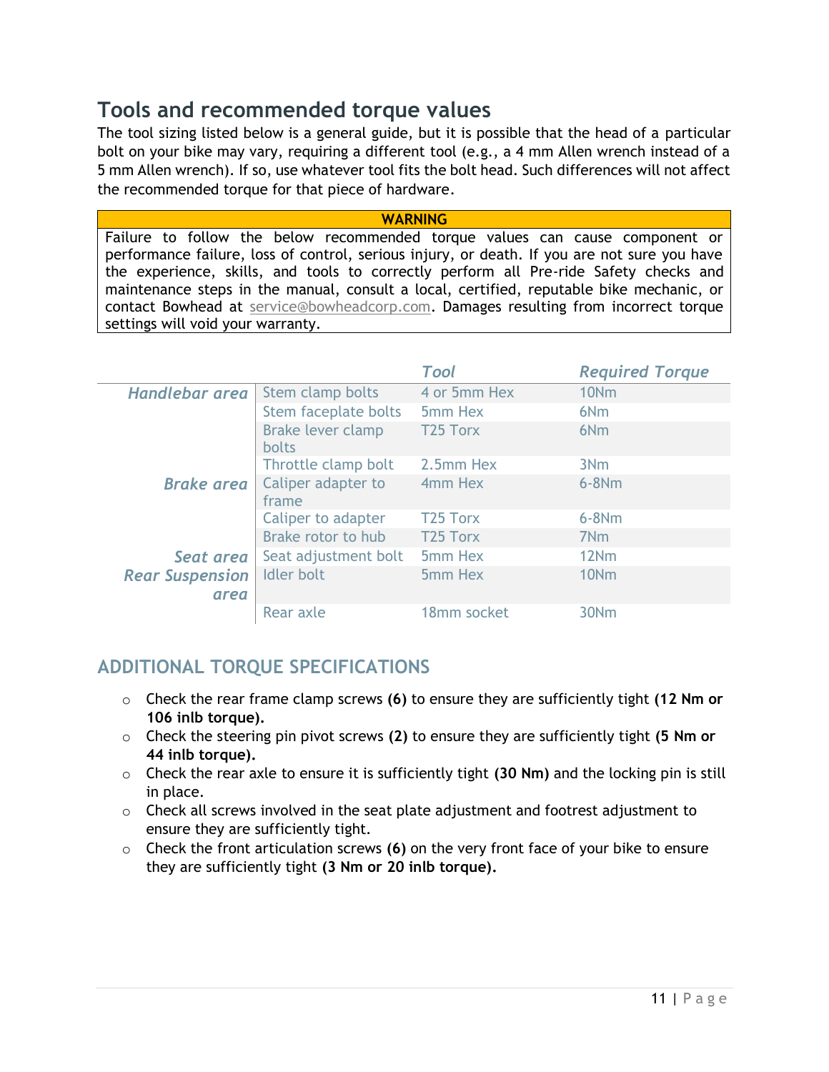## Tools and recommended torque values

The tool sizing listed below is a general guide, but it is possible that the head of a particular bolt on your bike may vary, requiring a different tool (e.g., a 4 mm Allen wrench instead of a 5 mm Allen wrench). If so, use whatever tool fits the bolt head. Such differences will not affect the recommended torque for that piece of hardware.

| WARNING |
| --- |
| Failure to follow the below recommended torque values can cause component or performance failure, loss of control, serious injury, or death. If you are not sure you have the experience, skills, and tools to correctly perform all Pre-ride Safety checks and maintenance steps in the manual, consult a local, certified, reputable bike mechanic, or contact Bowhead at service@bowheadcorp.com. Damages resulting from incorrect torque settings will void your warranty. |

| | | *Tool* | *Required Torque* |
| --- | --- | --- | --- |
| *Handlebar area* | Stem clamp bolts | 4 or 5mm Hex | 10Nm |
| | Stem faceplate bolts | 5mm Hex | 6Nm |
| | Brake lever clamp bolts | T25 Torx | 6Nm |
| | Throttle clamp bolt | 2.5mm Hex | 3Nm |
| *Brake area* | Caliper adapter to frame | 4mm Hex | 6-8Nm |
| | Caliper to adapter | T25 Torx | 6-8Nm |
| | Brake rotor to hub | T25 Torx | 7Nm |
| *Seat area* | Seat adjustment bolt | 5mm Hex | 12Nm |
| *Rear Suspension area* | Idler bolt | 5mm Hex | 10Nm |
| | Rear axle | 18mm socket | 30Nm |

### ADDITIONAL TORQUE SPECIFICATIONS

- Check the rear frame clamp screws **(6)** to ensure they are sufficiently tight **(12 Nm or 106 inlb torque).**
- Check the steering pin pivot screws **(2)** to ensure they are sufficiently tight **(5 Nm or 44 inlb torque).**
- Check the rear axle to ensure it is sufficiently tight **(30 Nm)** and the locking pin is still in place.
- Check all screws involved in the seat plate adjustment and footrest adjustment to ensure they are sufficiently tight.
- Check the front articulation screws **(6)** on the very front face of your bike to ensure they are sufficiently tight **(3 Nm or 20 inlb torque).**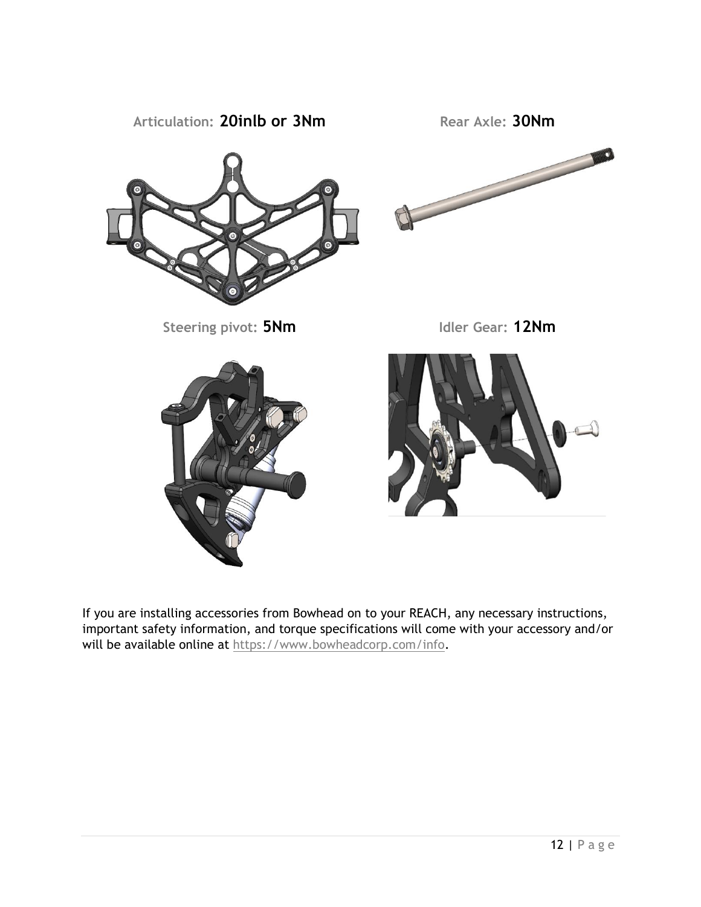**Articulation:** **20inlb or 3Nm**

**Rear Axle:** **30Nm**

**Steering pivot:** **5Nm**

**Idler Gear:** **12Nm**

If you are installing accessories from Bowhead on to your REACH, any necessary instructions, important safety information, and torque specifications will come with your accessory and/or will be available online at https://www.bowheadcorp.com/info.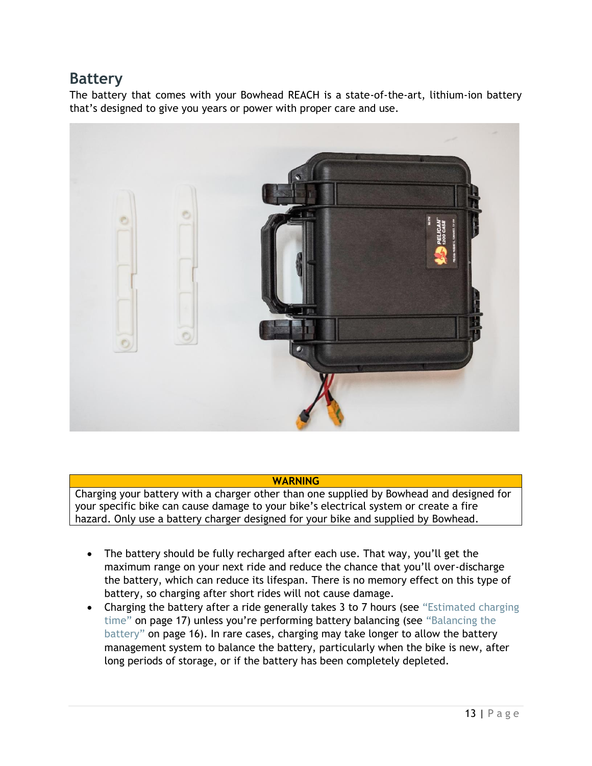## Battery

The battery that comes with your Bowhead REACH is a state-of-the-art, lithium-ion battery that's designed to give you years or power with proper care and use.

| WARNING |
| --- |
| Charging your battery with a charger other than one supplied by Bowhead and designed for your specific bike can cause damage to your bike's electrical system or create a fire hazard. Only use a battery charger designed for your bike and supplied by Bowhead. |

- The battery should be fully recharged after each use. That way, you'll get the maximum range on your next ride and reduce the chance that you'll over-discharge the battery, which can reduce its lifespan. There is no memory effect on this type of battery, so charging after short rides will not cause damage.
- Charging the battery after a ride generally takes 3 to 7 hours (see "Estimated charging time" on page 17) unless you're performing battery balancing (see "Balancing the battery" on page 16). In rare cases, charging may take longer to allow the battery management system to balance the battery, particularly when the bike is new, after long periods of storage, or if the battery has been completely depleted.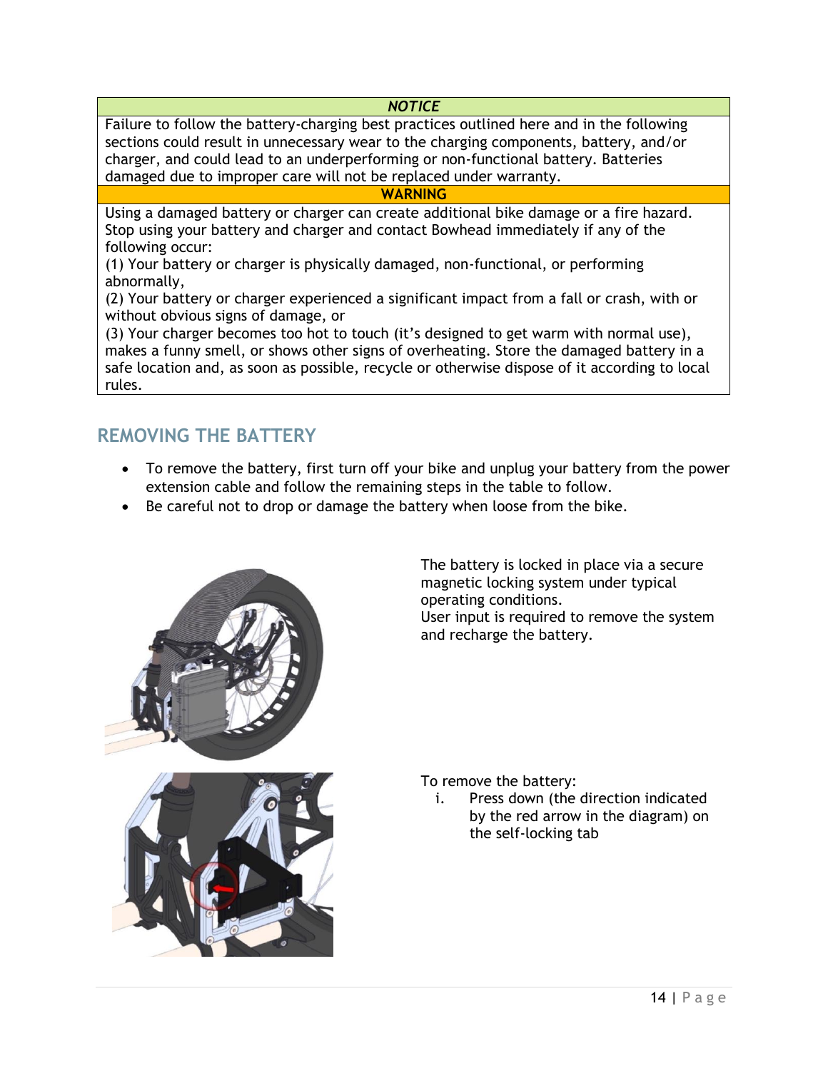| *NOTICE* |
| --- |
| Failure to follow the battery-charging best practices outlined here and in the following sections could result in unnecessary wear to the charging components, battery, and/or charger, and could lead to an underperforming or non-functional battery. Batteries damaged due to improper care will not be replaced under warranty. |
| **WARNING** |
| Using a damaged battery or charger can create additional bike damage or a fire hazard. Stop using your battery and charger and contact Bowhead immediately if any of the following occur:<br>(1) Your battery or charger is physically damaged, non-functional, or performing abnormally,<br>(2) Your battery or charger experienced a significant impact from a fall or crash, with or without obvious signs of damage, or<br>(3) Your charger becomes too hot to touch (it's designed to get warm with normal use), makes a funny smell, or shows other signs of overheating. Store the damaged battery in a safe location and, as soon as possible, recycle or otherwise dispose of it according to local rules. |

## REMOVING THE BATTERY

- To remove the battery, first turn off your bike and unplug your battery from the power extension cable and follow the remaining steps in the table to follow.
- Be careful not to drop or damage the battery when loose from the bike.

The battery is locked in place via a secure magnetic locking system under typical operating conditions.
User input is required to remove the system and recharge the battery.

To remove the battery:

i. Press down (the direction indicated by the red arrow in the diagram) on the self-locking tab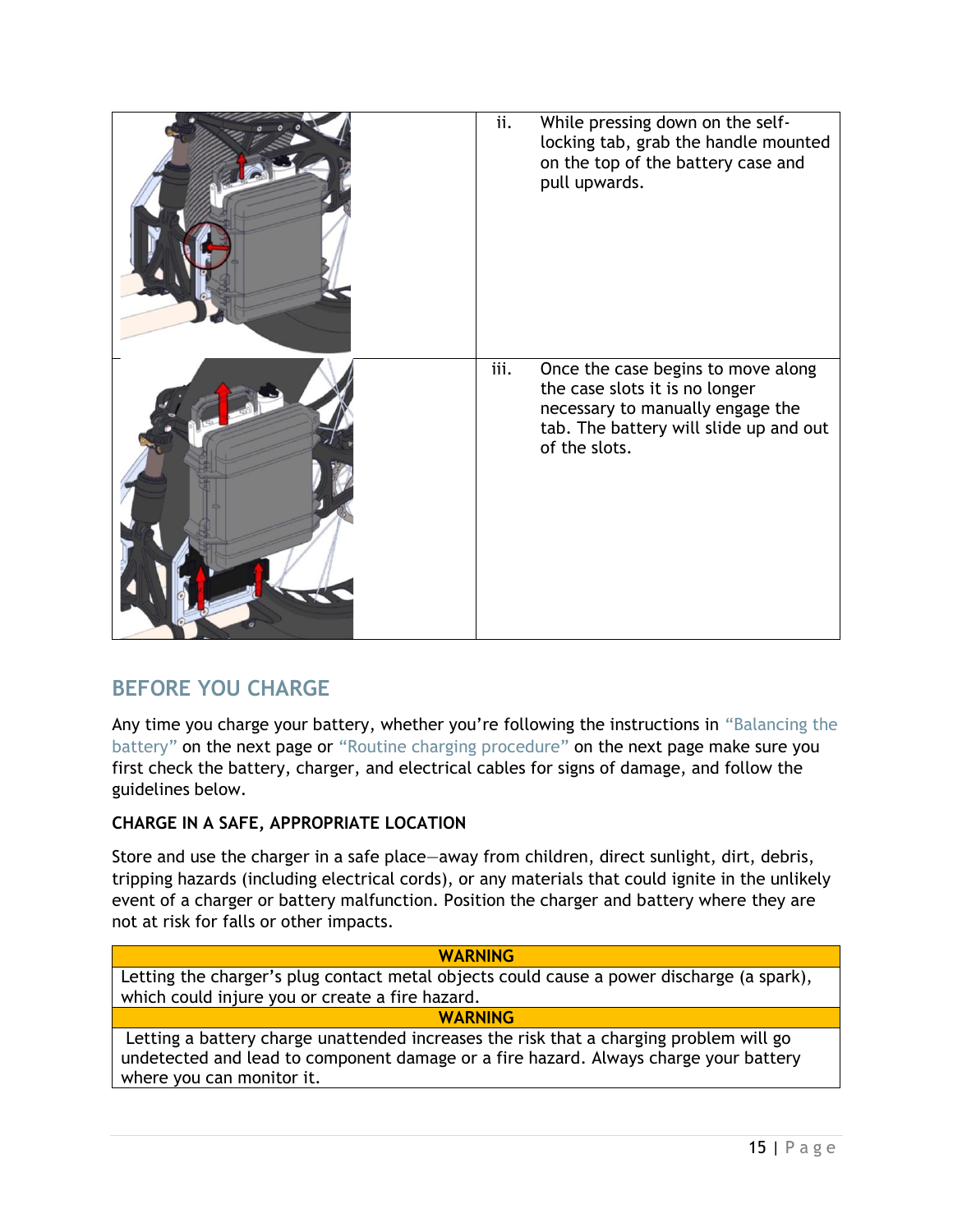| | | |
|---|---|---|
| | ii. | While pressing down on the self-locking tab, grab the handle mounted on the top of the battery case and pull upwards. |
| | iii. | Once the case begins to move along the case slots it is no longer necessary to manually engage the tab. The battery will slide up and out of the slots. |

## BEFORE YOU CHARGE

Any time you charge your battery, whether you're following the instructions in "Balancing the battery" on the next page or "Routine charging procedure" on the next page make sure you first check the battery, charger, and electrical cables for signs of damage, and follow the guidelines below.

**CHARGE IN A SAFE, APPROPRIATE LOCATION**

Store and use the charger in a safe place—away from children, direct sunlight, dirt, debris, tripping hazards (including electrical cords), or any materials that could ignite in the unlikely event of a charger or battery malfunction. Position the charger and battery where they are not at risk for falls or other impacts.

| WARNING |
|---|
| Letting the charger's plug contact metal objects could cause a power discharge (a spark), which could injure you or create a fire hazard. |

| WARNING |
|---|
| Letting a battery charge unattended increases the risk that a charging problem will go undetected and lead to component damage or a fire hazard. Always charge your battery where you can monitor it. |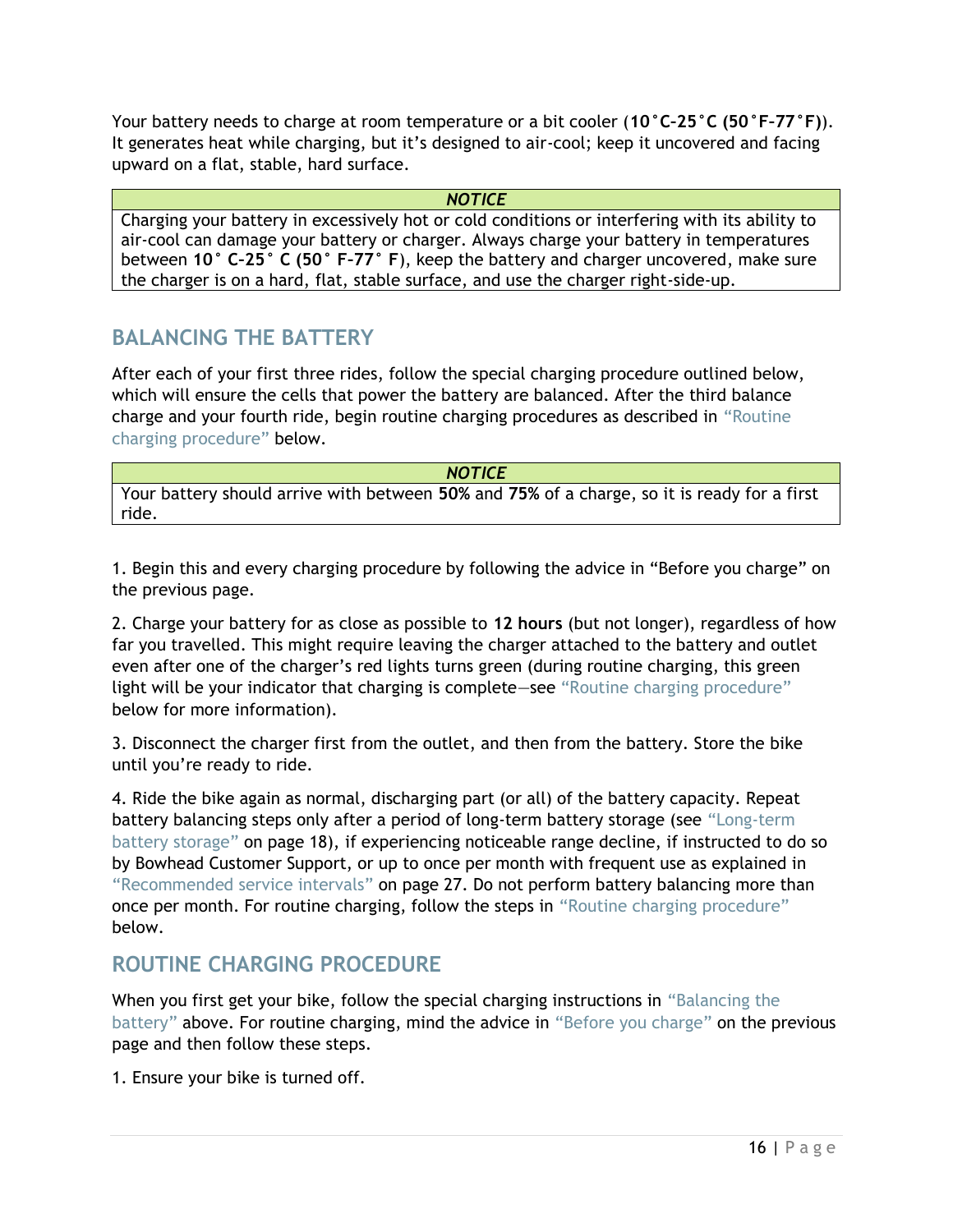Your battery needs to charge at room temperature or a bit cooler (**10°C–25°C (50°F–77°F)**). It generates heat while charging, but it's designed to air-cool; keep it uncovered and facing upward on a flat, stable, hard surface.

| *NOTICE* |
| --- |
| Charging your battery in excessively hot or cold conditions or interfering with its ability to air-cool can damage your battery or charger. Always charge your battery in temperatures between **10° C–25° C (50° F–77° F)**, keep the battery and charger uncovered, make sure the charger is on a hard, flat, stable surface, and use the charger right-side-up. |

## BALANCING THE BATTERY

After each of your first three rides, follow the special charging procedure outlined below, which will ensure the cells that power the battery are balanced. After the third balance charge and your fourth ride, begin routine charging procedures as described in "Routine charging procedure" below.

| *NOTICE* |
| --- |
| Your battery should arrive with between **50%** and **75%** of a charge, so it is ready for a first ride. |

1. Begin this and every charging procedure by following the advice in "Before you charge" on the previous page.

2. Charge your battery for as close as possible to **12 hours** (but not longer), regardless of how far you travelled. This might require leaving the charger attached to the battery and outlet even after one of the charger's red lights turns green (during routine charging, this green light will be your indicator that charging is complete—see "Routine charging procedure" below for more information).

3. Disconnect the charger first from the outlet, and then from the battery. Store the bike until you're ready to ride.

4. Ride the bike again as normal, discharging part (or all) of the battery capacity. Repeat battery balancing steps only after a period of long-term battery storage (see "Long-term battery storage" on page 18), if experiencing noticeable range decline, if instructed to do so by Bowhead Customer Support, or up to once per month with frequent use as explained in "Recommended service intervals" on page 27. Do not perform battery balancing more than once per month. For routine charging, follow the steps in "Routine charging procedure" below.

## ROUTINE CHARGING PROCEDURE

When you first get your bike, follow the special charging instructions in "Balancing the battery" above. For routine charging, mind the advice in "Before you charge" on the previous page and then follow these steps.

1. Ensure your bike is turned off.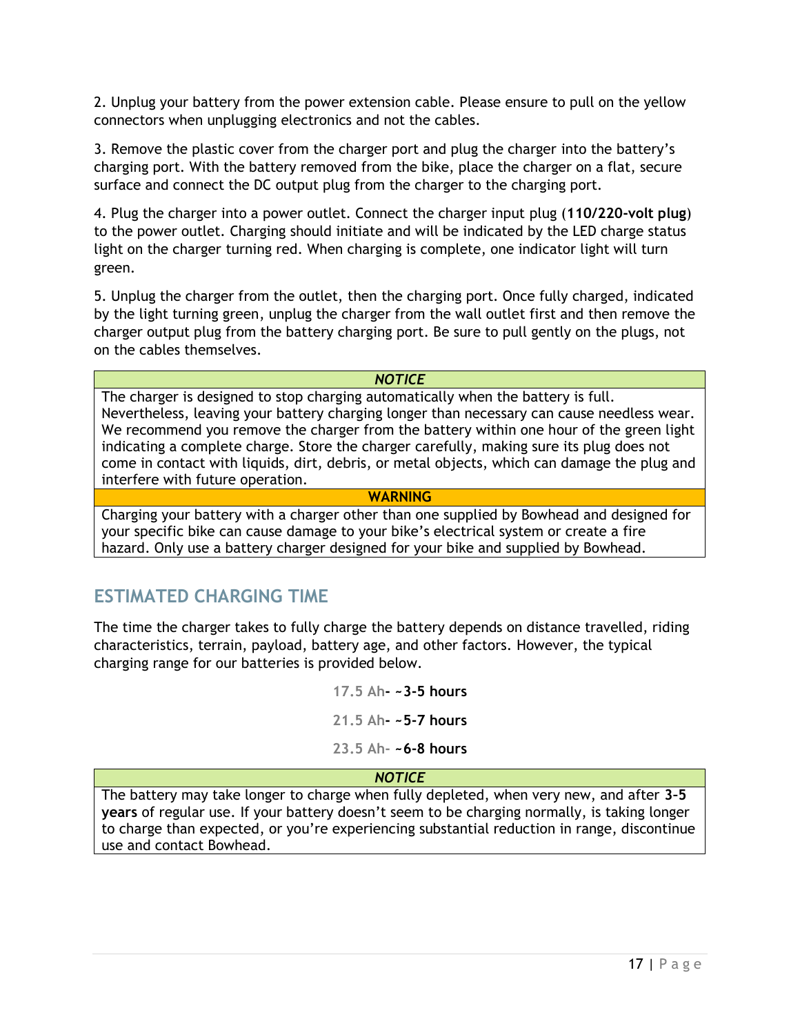2. Unplug your battery from the power extension cable. Please ensure to pull on the yellow connectors when unplugging electronics and not the cables.

3. Remove the plastic cover from the charger port and plug the charger into the battery's charging port. With the battery removed from the bike, place the charger on a flat, secure surface and connect the DC output plug from the charger to the charging port.

4. Plug the charger into a power outlet. Connect the charger input plug (**110/220-volt plug**) to the power outlet. Charging should initiate and will be indicated by the LED charge status light on the charger turning red. When charging is complete, one indicator light will turn green.

5. Unplug the charger from the outlet, then the charging port. Once fully charged, indicated by the light turning green, unplug the charger from the wall outlet first and then remove the charger output plug from the battery charging port. Be sure to pull gently on the plugs, not on the cables themselves.

| ***NOTICE*** |
| --- |
| The charger is designed to stop charging automatically when the battery is full. Nevertheless, leaving your battery charging longer than necessary can cause needless wear. We recommend you remove the charger from the battery within one hour of the green light indicating a complete charge. Store the charger carefully, making sure its plug does not come in contact with liquids, dirt, debris, or metal objects, which can damage the plug and interfere with future operation. |
| **WARNING** |
| Charging your battery with a charger other than one supplied by Bowhead and designed for your specific bike can cause damage to your bike's electrical system or create a fire hazard. Only use a battery charger designed for your bike and supplied by Bowhead. |

## ESTIMATED CHARGING TIME

The time the charger takes to fully charge the battery depends on distance travelled, riding characteristics, terrain, payload, battery age, and other factors. However, the typical charging range for our batteries is provided below.

17.5 Ah**- ~3-5 hours**

21.5 Ah**- ~5-7 hours**

23.5 Ah- **~6-8 hours**

| ***NOTICE*** |
| --- |
| The battery may take longer to charge when fully depleted, when very new, and after **3-5 years** of regular use. If your battery doesn't seem to be charging normally, is taking longer to charge than expected, or you're experiencing substantial reduction in range, discontinue use and contact Bowhead. |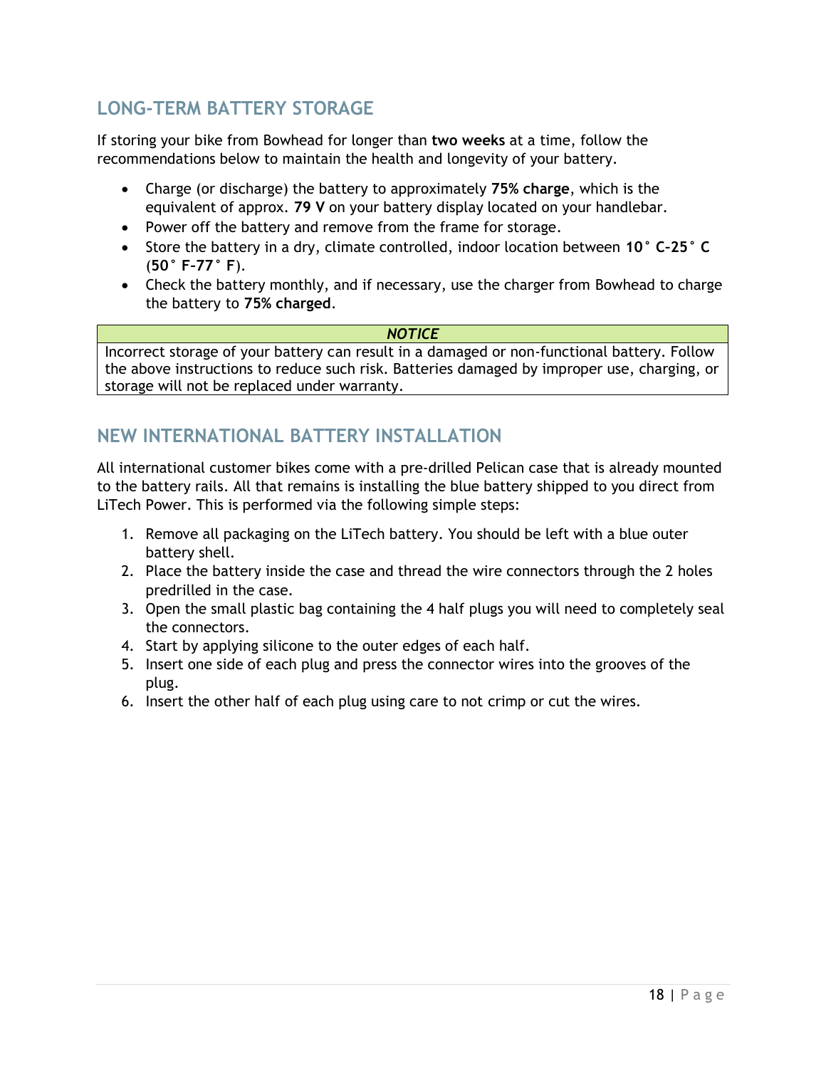## LONG-TERM BATTERY STORAGE

If storing your bike from Bowhead for longer than **two weeks** at a time, follow the recommendations below to maintain the health and longevity of your battery.

- Charge (or discharge) the battery to approximately **75% charge**, which is the equivalent of approx. **79 V** on your battery display located on your handlebar.
- Power off the battery and remove from the frame for storage.
- Store the battery in a dry, climate controlled, indoor location between **10° C–25° C** (**50° F–77° F**).
- Check the battery monthly, and if necessary, use the charger from Bowhead to charge the battery to **75% charged**.

| ***NOTICE*** |
|---|
| Incorrect storage of your battery can result in a damaged or non-functional battery. Follow the above instructions to reduce such risk. Batteries damaged by improper use, charging, or storage will not be replaced under warranty. |

## NEW INTERNATIONAL BATTERY INSTALLATION

All international customer bikes come with a pre-drilled Pelican case that is already mounted to the battery rails. All that remains is installing the blue battery shipped to you direct from LiTech Power. This is performed via the following simple steps:

1. Remove all packaging on the LiTech battery. You should be left with a blue outer battery shell.
2. Place the battery inside the case and thread the wire connectors through the 2 holes predrilled in the case.
3. Open the small plastic bag containing the 4 half plugs you will need to completely seal the connectors.
4. Start by applying silicone to the outer edges of each half.
5. Insert one side of each plug and press the connector wires into the grooves of the plug.
6. Insert the other half of each plug using care to not crimp or cut the wires.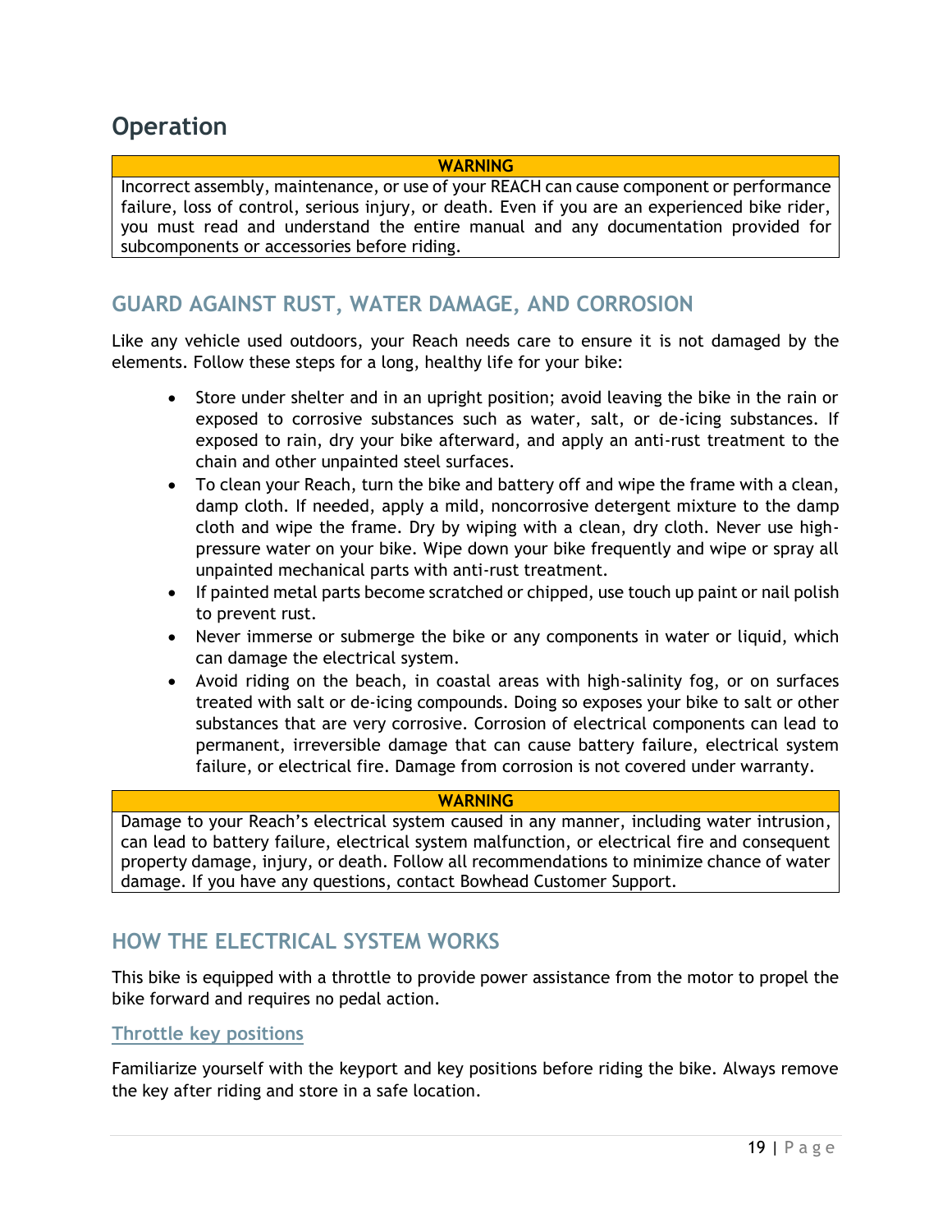# Operation

| WARNING |
| --- |
| Incorrect assembly, maintenance, or use of your REACH can cause component or performance failure, loss of control, serious injury, or death. Even if you are an experienced bike rider, you must read and understand the entire manual and any documentation provided for subcomponents or accessories before riding. |

## GUARD AGAINST RUST, WATER DAMAGE, AND CORROSION

Like any vehicle used outdoors, your Reach needs care to ensure it is not damaged by the elements. Follow these steps for a long, healthy life for your bike:

- Store under shelter and in an upright position; avoid leaving the bike in the rain or exposed to corrosive substances such as water, salt, or de-icing substances. If exposed to rain, dry your bike afterward, and apply an anti-rust treatment to the chain and other unpainted steel surfaces.
- To clean your Reach, turn the bike and battery off and wipe the frame with a clean, damp cloth. If needed, apply a mild, noncorrosive detergent mixture to the damp cloth and wipe the frame. Dry by wiping with a clean, dry cloth. Never use high-pressure water on your bike. Wipe down your bike frequently and wipe or spray all unpainted mechanical parts with anti-rust treatment.
- If painted metal parts become scratched or chipped, use touch up paint or nail polish to prevent rust.
- Never immerse or submerge the bike or any components in water or liquid, which can damage the electrical system.
- Avoid riding on the beach, in coastal areas with high-salinity fog, or on surfaces treated with salt or de-icing compounds. Doing so exposes your bike to salt or other substances that are very corrosive. Corrosion of electrical components can lead to permanent, irreversible damage that can cause battery failure, electrical system failure, or electrical fire. Damage from corrosion is not covered under warranty.

| WARNING |
| --- |
| Damage to your Reach's electrical system caused in any manner, including water intrusion, can lead to battery failure, electrical system malfunction, or electrical fire and consequent property damage, injury, or death. Follow all recommendations to minimize chance of water damage. If you have any questions, contact Bowhead Customer Support. |

## HOW THE ELECTRICAL SYSTEM WORKS

This bike is equipped with a throttle to provide power assistance from the motor to propel the bike forward and requires no pedal action.

### Throttle key positions

Familiarize yourself with the keyport and key positions before riding the bike. Always remove the key after riding and store in a safe location.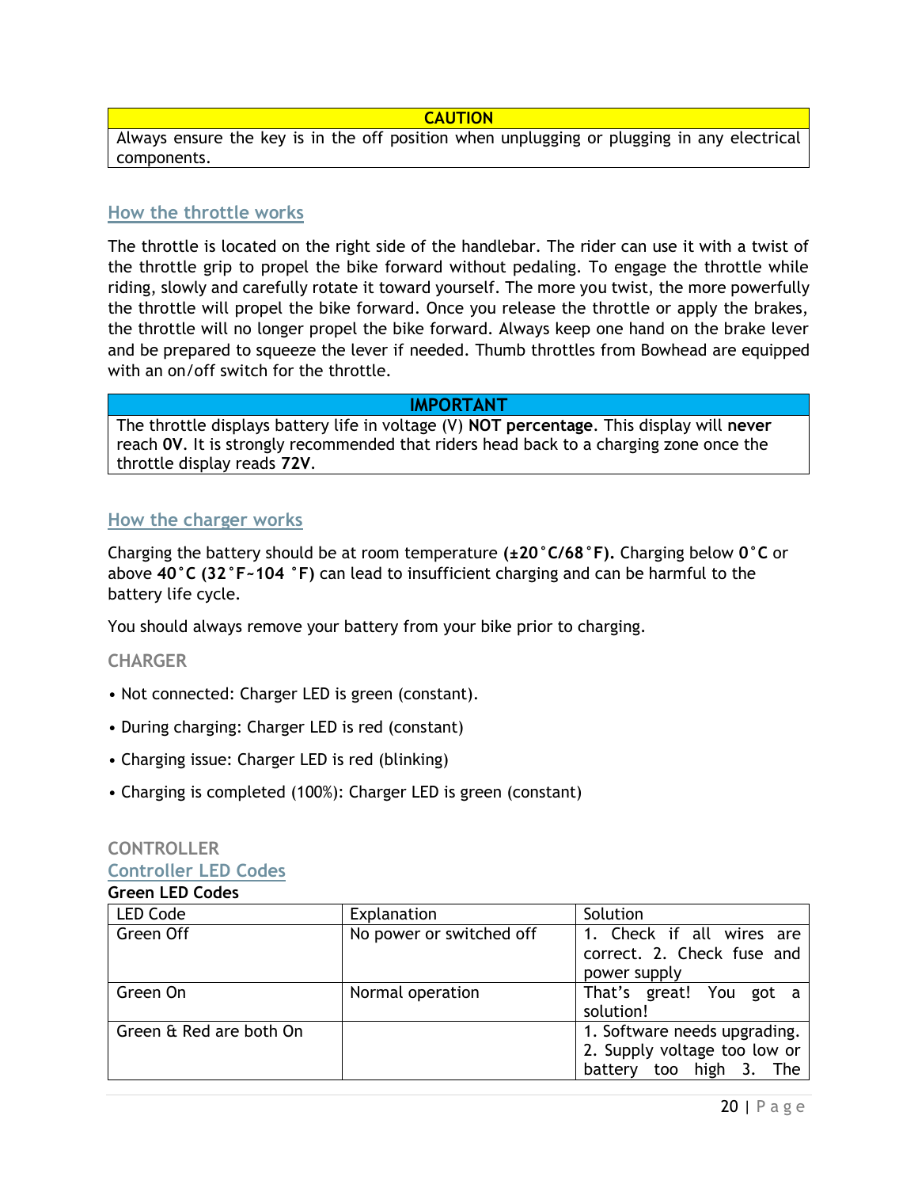| CAUTION |
| --- |
| Always ensure the key is in the off position when unplugging or plugging in any electrical components. |

## How the throttle works

The throttle is located on the right side of the handlebar. The rider can use it with a twist of the throttle grip to propel the bike forward without pedaling. To engage the throttle while riding, slowly and carefully rotate it toward yourself. The more you twist, the more powerfully the throttle will propel the bike forward. Once you release the throttle or apply the brakes, the throttle will no longer propel the bike forward. Always keep one hand on the brake lever and be prepared to squeeze the lever if needed. Thumb throttles from Bowhead are equipped with an on/off switch for the throttle.

| IMPORTANT |
| --- |
| The throttle displays battery life in voltage (V) **NOT percentage**. This display will **never** reach **0V**. It is strongly recommended that riders head back to a charging zone once the throttle display reads **72V**. |

## How the charger works

Charging the battery should be at room temperature **(±20˚C/68˚F).** Charging below **0˚C** or above **40˚C (32˚F~104 ˚F)** can lead to insufficient charging and can be harmful to the battery life cycle.

You should always remove your battery from your bike prior to charging.

### CHARGER

- Not connected: Charger LED is green (constant).
- During charging: Charger LED is red (constant)
- Charging issue: Charger LED is red (blinking)
- Charging is completed (100%): Charger LED is green (constant)

### CONTROLLER

## Controller LED Codes

**Green LED Codes**

| LED Code | Explanation | Solution |
| --- | --- | --- |
| Green Off | No power or switched off | 1. Check if all wires are correct. 2. Check fuse and power supply |
| Green On | Normal operation | That's great! You got a solution! |
| Green & Red are both On | | 1. Software needs upgrading. 2. Supply voltage too low or battery too high 3. The |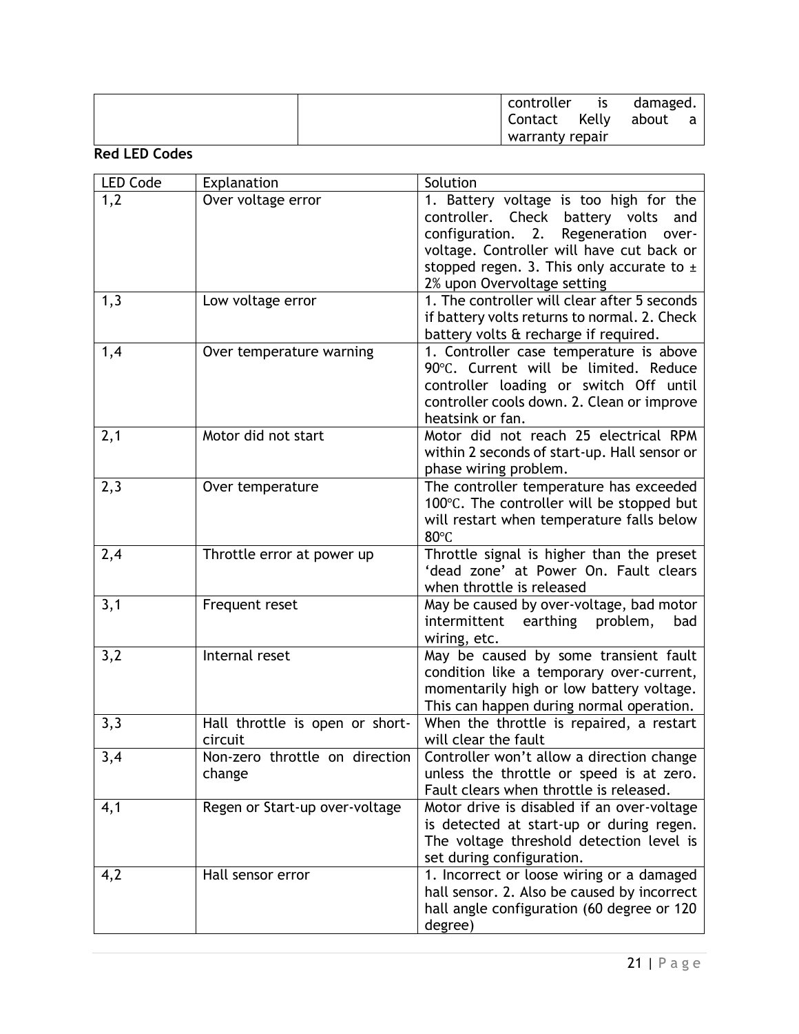|  |  | controller is damaged. Contact Kelly about a warranty repair |
|---|---|---|

**Red LED Codes**

| LED Code | Explanation | Solution |
|---|---|---|
| 1,2 | Over voltage error | 1. Battery voltage is too high for the controller. Check battery volts and configuration. 2. Regeneration over-voltage. Controller will have cut back or stopped regen. 3. This only accurate to ± 2% upon Overvoltage setting |
| 1,3 | Low voltage error | 1. The controller will clear after 5 seconds if battery volts returns to normal. 2. Check battery volts & recharge if required. |
| 1,4 | Over temperature warning | 1. Controller case temperature is above 90℃. Current will be limited. Reduce controller loading or switch Off until controller cools down. 2. Clean or improve heatsink or fan. |
| 2,1 | Motor did not start | Motor did not reach 25 electrical RPM within 2 seconds of start-up. Hall sensor or phase wiring problem. |
| 2,3 | Over temperature | The controller temperature has exceeded 100℃. The controller will be stopped but will restart when temperature falls below 80℃ |
| 2,4 | Throttle error at power up | Throttle signal is higher than the preset 'dead zone' at Power On. Fault clears when throttle is released |
| 3,1 | Frequent reset | May be caused by over-voltage, bad motor intermittent earthing problem, bad wiring, etc. |
| 3,2 | Internal reset | May be caused by some transient fault condition like a temporary over-current, momentarily high or low battery voltage. This can happen during normal operation. |
| 3,3 | Hall throttle is open or short-circuit | When the throttle is repaired, a restart will clear the fault |
| 3,4 | Non-zero throttle on direction change | Controller won't allow a direction change unless the throttle or speed is at zero. Fault clears when throttle is released. |
| 4,1 | Regen or Start-up over-voltage | Motor drive is disabled if an over-voltage is detected at start-up or during regen. The voltage threshold detection level is set during configuration. |
| 4,2 | Hall sensor error | 1. Incorrect or loose wiring or a damaged hall sensor. 2. Also be caused by incorrect hall angle configuration (60 degree or 120 degree) |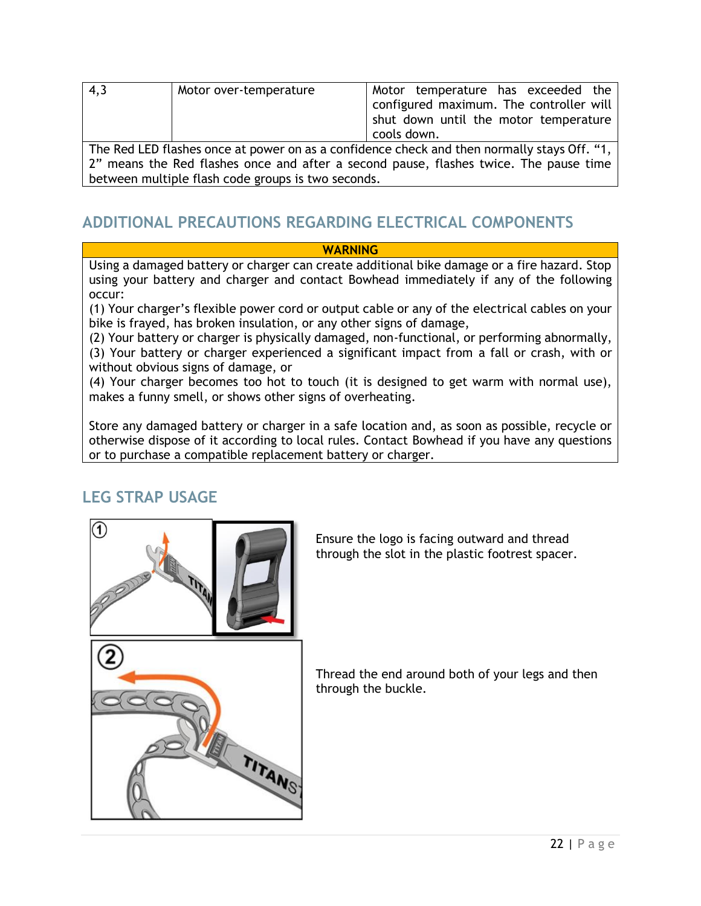| 4,3 | Motor over-temperature | Motor temperature has exceeded the configured maximum. The controller will shut down until the motor temperature cools down. |
|---|---|---|
| The Red LED flashes once at power on as a confidence check and then normally stays Off. "1, 2" means the Red flashes once and after a second pause, flashes twice. The pause time between multiple flash code groups is two seconds. | | |

## ADDITIONAL PRECAUTIONS REGARDING ELECTRICAL COMPONENTS

**WARNING**

Using a damaged battery or charger can create additional bike damage or a fire hazard. Stop using your battery and charger and contact Bowhead immediately if any of the following occur:

(1) Your charger's flexible power cord or output cable or any of the electrical cables on your bike is frayed, has broken insulation, or any other signs of damage,

(2) Your battery or charger is physically damaged, non-functional, or performing abnormally,

(3) Your battery or charger experienced a significant impact from a fall or crash, with or without obvious signs of damage, or

(4) Your charger becomes too hot to touch (it is designed to get warm with normal use), makes a funny smell, or shows other signs of overheating.

Store any damaged battery or charger in a safe location and, as soon as possible, recycle or otherwise dispose of it according to local rules. Contact Bowhead if you have any questions or to purchase a compatible replacement battery or charger.

## LEG STRAP USAGE

1. Ensure the logo is facing outward and thread through the slot in the plastic footrest spacer.

2. Thread the end around both of your legs and then through the buckle.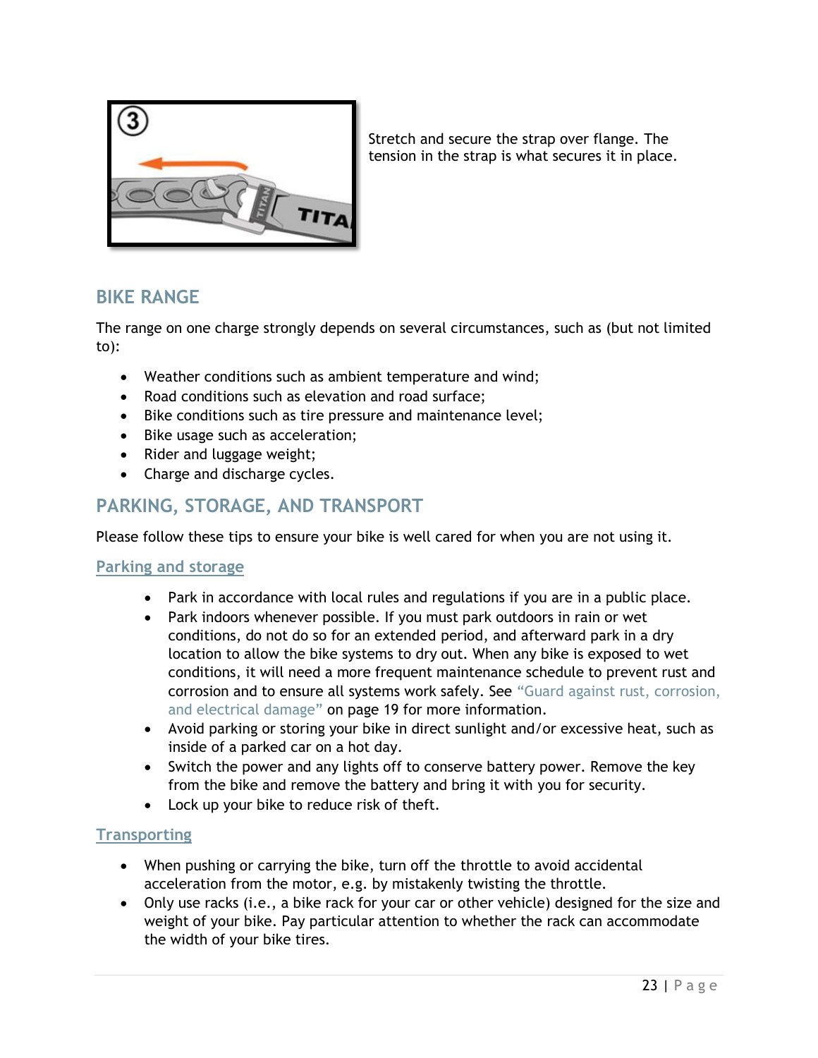Stretch and secure the strap over flange. The tension in the strap is what secures it in place.

## BIKE RANGE

The range on one charge strongly depends on several circumstances, such as (but not limited to):

- Weather conditions such as ambient temperature and wind;
- Road conditions such as elevation and road surface;
- Bike conditions such as tire pressure and maintenance level;
- Bike usage such as acceleration;
- Rider and luggage weight;
- Charge and discharge cycles.

## PARKING, STORAGE, AND TRANSPORT

Please follow these tips to ensure your bike is well cared for when you are not using it.

### Parking and storage

- Park in accordance with local rules and regulations if you are in a public place.
- Park indoors whenever possible. If you must park outdoors in rain or wet conditions, do not do so for an extended period, and afterward park in a dry location to allow the bike systems to dry out. When any bike is exposed to wet conditions, it will need a more frequent maintenance schedule to prevent rust and corrosion and to ensure all systems work safely. See "Guard against rust, corrosion, and electrical damage" on page 19 for more information.
- Avoid parking or storing your bike in direct sunlight and/or excessive heat, such as inside of a parked car on a hot day.
- Switch the power and any lights off to conserve battery power. Remove the key from the bike and remove the battery and bring it with you for security.
- Lock up your bike to reduce risk of theft.

### Transporting

- When pushing or carrying the bike, turn off the throttle to avoid accidental acceleration from the motor, e.g. by mistakenly twisting the throttle.
- Only use racks (i.e., a bike rack for your car or other vehicle) designed for the size and weight of your bike. Pay particular attention to whether the rack can accommodate the width of your bike tires.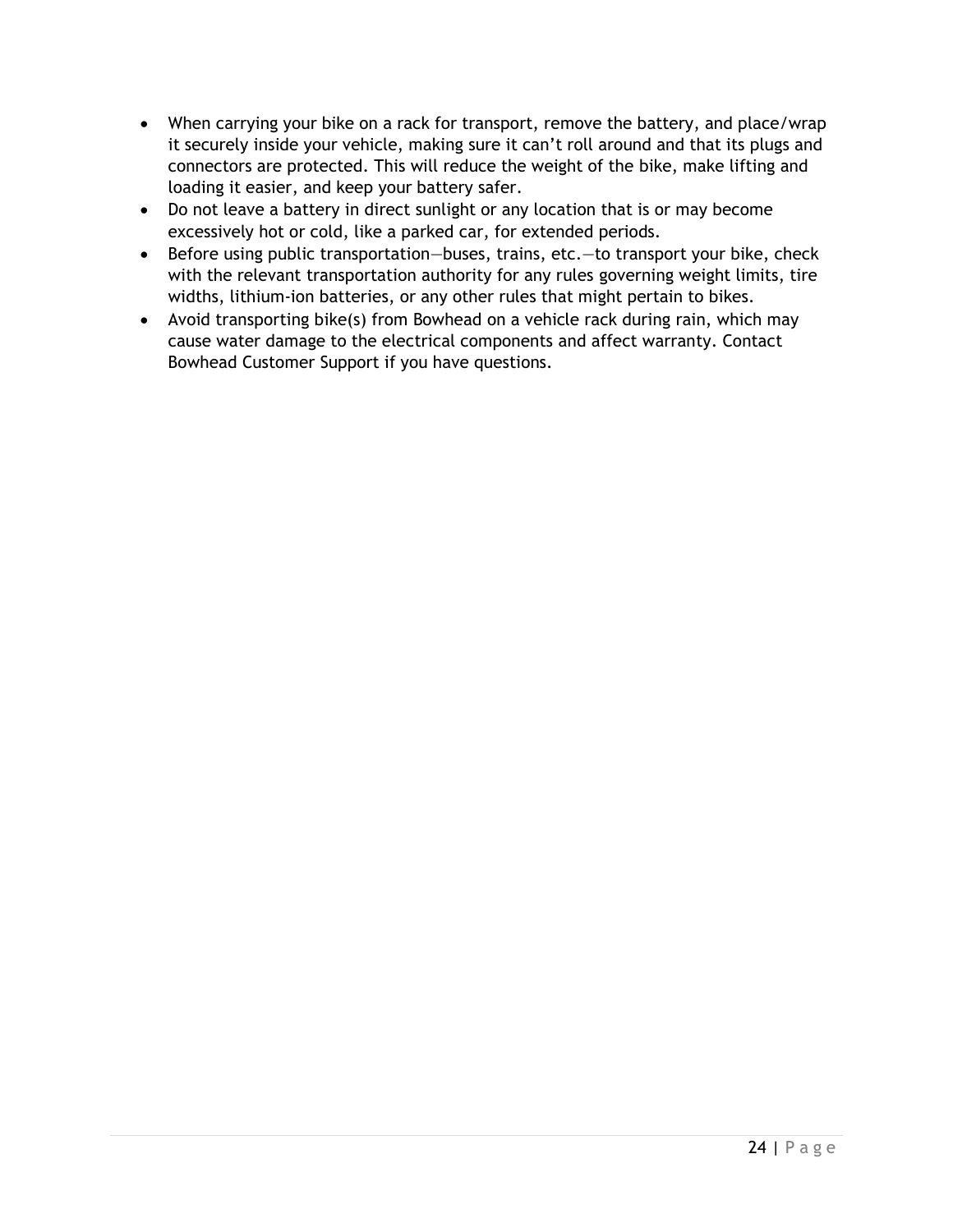- When carrying your bike on a rack for transport, remove the battery, and place/wrap it securely inside your vehicle, making sure it can't roll around and that its plugs and connectors are protected. This will reduce the weight of the bike, make lifting and loading it easier, and keep your battery safer.
- Do not leave a battery in direct sunlight or any location that is or may become excessively hot or cold, like a parked car, for extended periods.
- Before using public transportation—buses, trains, etc.—to transport your bike, check with the relevant transportation authority for any rules governing weight limits, tire widths, lithium-ion batteries, or any other rules that might pertain to bikes.
- Avoid transporting bike(s) from Bowhead on a vehicle rack during rain, which may cause water damage to the electrical components and affect warranty. Contact Bowhead Customer Support if you have questions.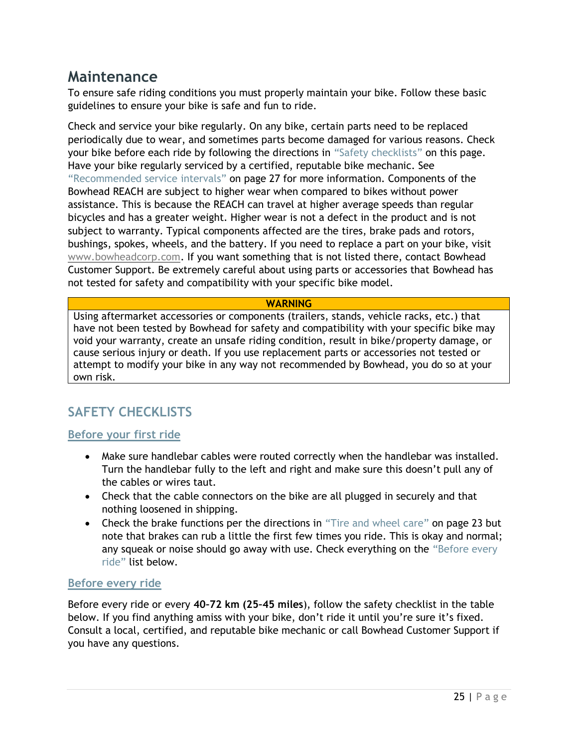# Maintenance

To ensure safe riding conditions you must properly maintain your bike. Follow these basic guidelines to ensure your bike is safe and fun to ride.

Check and service your bike regularly. On any bike, certain parts need to be replaced periodically due to wear, and sometimes parts become damaged for various reasons. Check your bike before each ride by following the directions in "Safety checklists" on this page. Have your bike regularly serviced by a certified, reputable bike mechanic. See "Recommended service intervals" on page 27 for more information. Components of the Bowhead REACH are subject to higher wear when compared to bikes without power assistance. This is because the REACH can travel at higher average speeds than regular bicycles and has a greater weight. Higher wear is not a defect in the product and is not subject to warranty. Typical components affected are the tires, brake pads and rotors, bushings, spokes, wheels, and the battery. If you need to replace a part on your bike, visit www.bowheadcorp.com. If you want something that is not listed there, contact Bowhead Customer Support. Be extremely careful about using parts or accessories that Bowhead has not tested for safety and compatibility with your specific bike model.

| WARNING |
| --- |
| Using aftermarket accessories or components (trailers, stands, vehicle racks, etc.) that have not been tested by Bowhead for safety and compatibility with your specific bike may void your warranty, create an unsafe riding condition, result in bike/property damage, or cause serious injury or death. If you use replacement parts or accessories not tested or attempt to modify your bike in any way not recommended by Bowhead, you do so at your own risk. |

## SAFETY CHECKLISTS

### Before your first ride

- Make sure handlebar cables were routed correctly when the handlebar was installed. Turn the handlebar fully to the left and right and make sure this doesn't pull any of the cables or wires taut.
- Check that the cable connectors on the bike are all plugged in securely and that nothing loosened in shipping.
- Check the brake functions per the directions in "Tire and wheel care" on page 23 but note that brakes can rub a little the first few times you ride. This is okay and normal; any squeak or noise should go away with use. Check everything on the "Before every ride" list below.

### Before every ride

Before every ride or every **40-72 km (25-45 miles**), follow the safety checklist in the table below. If you find anything amiss with your bike, don't ride it until you're sure it's fixed. Consult a local, certified, and reputable bike mechanic or call Bowhead Customer Support if you have any questions.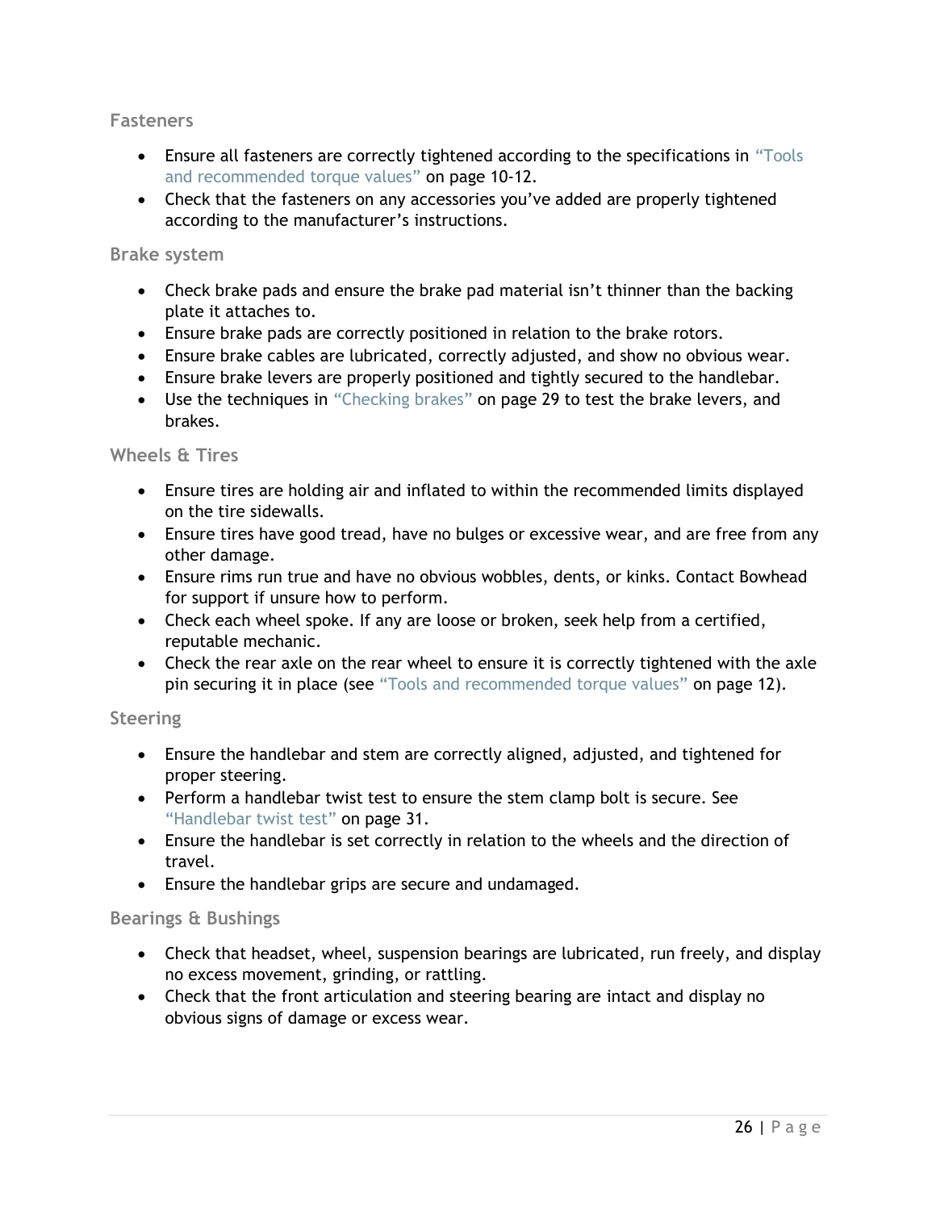### Fasteners

- Ensure all fasteners are correctly tightened according to the specifications in "Tools and recommended torque values" on page 10-12.
- Check that the fasteners on any accessories you've added are properly tightened according to the manufacturer's instructions.

### Brake system

- Check brake pads and ensure the brake pad material isn't thinner than the backing plate it attaches to.
- Ensure brake pads are correctly positioned in relation to the brake rotors.
- Ensure brake cables are lubricated, correctly adjusted, and show no obvious wear.
- Ensure brake levers are properly positioned and tightly secured to the handlebar.
- Use the techniques in "Checking brakes" on page 29 to test the brake levers, and brakes.

### Wheels & Tires

- Ensure tires are holding air and inflated to within the recommended limits displayed on the tire sidewalls.
- Ensure tires have good tread, have no bulges or excessive wear, and are free from any other damage.
- Ensure rims run true and have no obvious wobbles, dents, or kinks. Contact Bowhead for support if unsure how to perform.
- Check each wheel spoke. If any are loose or broken, seek help from a certified, reputable mechanic.
- Check the rear axle on the rear wheel to ensure it is correctly tightened with the axle pin securing it in place (see "Tools and recommended torque values" on page 12).

### Steering

- Ensure the handlebar and stem are correctly aligned, adjusted, and tightened for proper steering.
- Perform a handlebar twist test to ensure the stem clamp bolt is secure. See "Handlebar twist test" on page 31.
- Ensure the handlebar is set correctly in relation to the wheels and the direction of travel.
- Ensure the handlebar grips are secure and undamaged.

### Bearings & Bushings

- Check that headset, wheel, suspension bearings are lubricated, run freely, and display no excess movement, grinding, or rattling.
- Check that the front articulation and steering bearing are intact and display no obvious signs of damage or excess wear.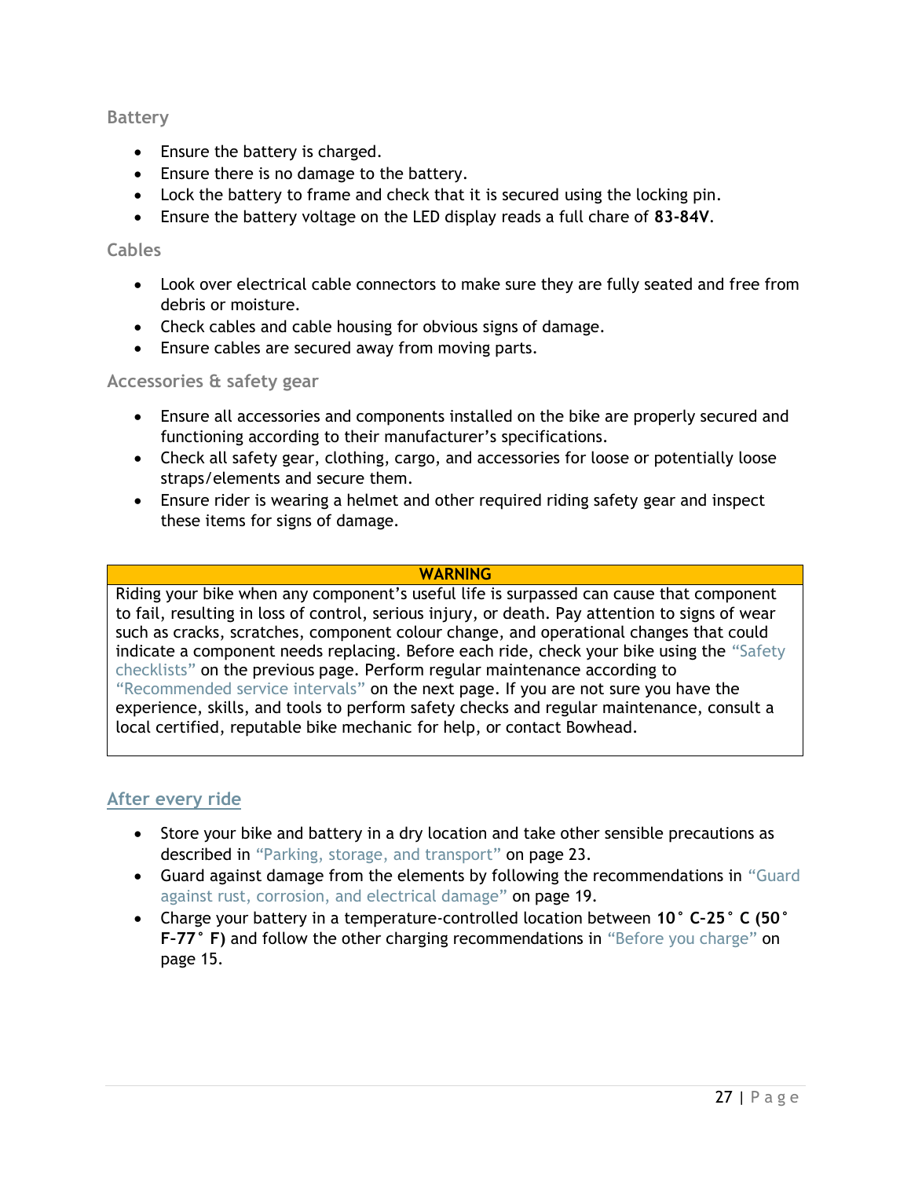### Battery

- Ensure the battery is charged.
- Ensure there is no damage to the battery.
- Lock the battery to frame and check that it is secured using the locking pin.
- Ensure the battery voltage on the LED display reads a full chare of **83-84V**.

### Cables

- Look over electrical cable connectors to make sure they are fully seated and free from debris or moisture.
- Check cables and cable housing for obvious signs of damage.
- Ensure cables are secured away from moving parts.

### Accessories & safety gear

- Ensure all accessories and components installed on the bike are properly secured and functioning according to their manufacturer's specifications.
- Check all safety gear, clothing, cargo, and accessories for loose or potentially loose straps/elements and secure them.
- Ensure rider is wearing a helmet and other required riding safety gear and inspect these items for signs of damage.

| **WARNING** |
| --- |
| Riding your bike when any component's useful life is surpassed can cause that component to fail, resulting in loss of control, serious injury, or death. Pay attention to signs of wear such as cracks, scratches, component colour change, and operational changes that could indicate a component needs replacing. Before each ride, check your bike using the "Safety checklists" on the previous page. Perform regular maintenance according to "Recommended service intervals" on the next page. If you are not sure you have the experience, skills, and tools to perform safety checks and regular maintenance, consult a local certified, reputable bike mechanic for help, or contact Bowhead. |

## After every ride

- Store your bike and battery in a dry location and take other sensible precautions as described in "Parking, storage, and transport" on page 23.
- Guard against damage from the elements by following the recommendations in "Guard against rust, corrosion, and electrical damage" on page 19.
- Charge your battery in a temperature-controlled location between **10° C-25° C (50° F-77° F)** and follow the other charging recommendations in "Before you charge" on page 15.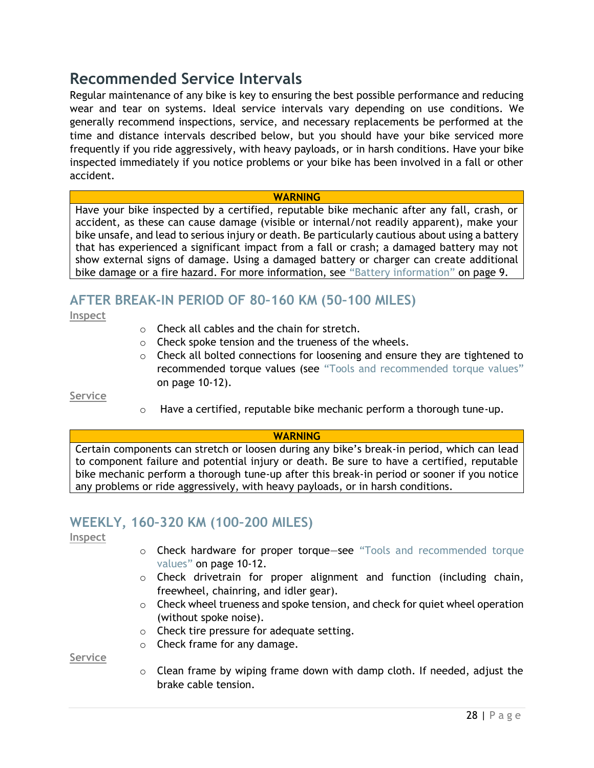## Recommended Service Intervals

Regular maintenance of any bike is key to ensuring the best possible performance and reducing wear and tear on systems. Ideal service intervals vary depending on use conditions. We generally recommend inspections, service, and necessary replacements be performed at the time and distance intervals described below, but you should have your bike serviced more frequently if you ride aggressively, with heavy payloads, or in harsh conditions. Have your bike inspected immediately if you notice problems or your bike has been involved in a fall or other accident.

| WARNING |
| --- |
| Have your bike inspected by a certified, reputable bike mechanic after any fall, crash, or accident, as these can cause damage (visible or internal/not readily apparent), make your bike unsafe, and lead to serious injury or death. Be particularly cautious about using a battery that has experienced a significant impact from a fall or crash; a damaged battery may not show external signs of damage. Using a damaged battery or charger can create additional bike damage or a fire hazard. For more information, see "Battery information" on page 9. |

### AFTER BREAK-IN PERIOD OF 80–160 KM (50–100 MILES)

**Inspect**

- Check all cables and the chain for stretch.
- Check spoke tension and the trueness of the wheels.
- Check all bolted connections for loosening and ensure they are tightened to recommended torque values (see "Tools and recommended torque values" on page 10-12).

**Service**

- Have a certified, reputable bike mechanic perform a thorough tune-up.

| WARNING |
| --- |
| Certain components can stretch or loosen during any bike's break-in period, which can lead to component failure and potential injury or death. Be sure to have a certified, reputable bike mechanic perform a thorough tune-up after this break-in period or sooner if you notice any problems or ride aggressively, with heavy payloads, or in harsh conditions. |

### WEEKLY, 160-320 KM (100-200 MILES)

**Inspect**

- Check hardware for proper torque—see "Tools and recommended torque values" on page 10-12.
- Check drivetrain for proper alignment and function (including chain, freewheel, chainring, and idler gear).
- Check wheel trueness and spoke tension, and check for quiet wheel operation (without spoke noise).
- Check tire pressure for adequate setting.
- Check frame for any damage.

**Service**

- Clean frame by wiping frame down with damp cloth. If needed, adjust the brake cable tension.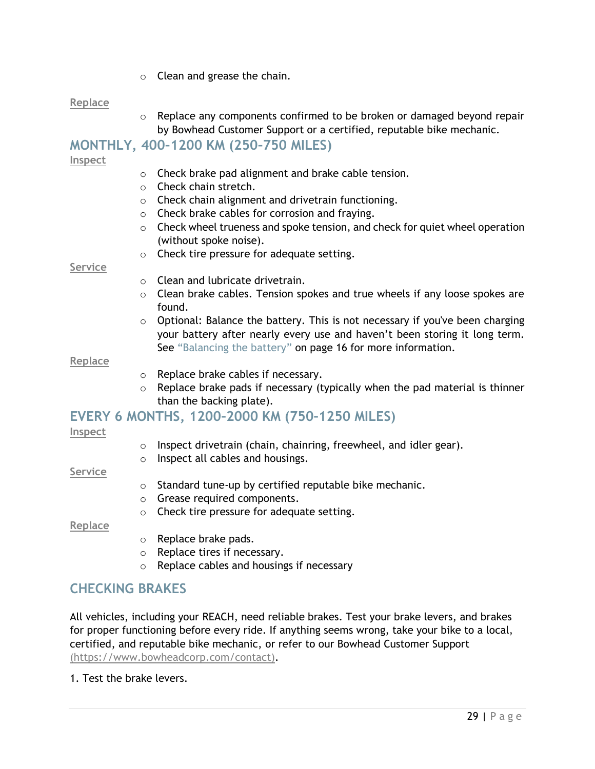- Clean and grease the chain.

Replace

- Replace any components confirmed to be broken or damaged beyond repair by Bowhead Customer Support or a certified, reputable bike mechanic.

## MONTHLY, 400–1200 KM (250–750 MILES)

Inspect

- Check brake pad alignment and brake cable tension.
- Check chain stretch.
- Check chain alignment and drivetrain functioning.
- Check brake cables for corrosion and fraying.
- Check wheel trueness and spoke tension, and check for quiet wheel operation (without spoke noise).
- Check tire pressure for adequate setting.

Service

- Clean and lubricate drivetrain.
- Clean brake cables. Tension spokes and true wheels if any loose spokes are found.
- Optional: Balance the battery. This is not necessary if you've been charging your battery after nearly every use and haven't been storing it long term. See "Balancing the battery" on page 16 for more information.

Replace

- Replace brake cables if necessary.
- Replace brake pads if necessary (typically when the pad material is thinner than the backing plate).

## EVERY 6 MONTHS, 1200–2000 KM (750–1250 MILES)

Inspect

- Inspect drivetrain (chain, chainring, freewheel, and idler gear).
- Inspect all cables and housings.

Service

- Standard tune-up by certified reputable bike mechanic.
- Grease required components.
- Check tire pressure for adequate setting.

Replace

- Replace brake pads.
- Replace tires if necessary.
- Replace cables and housings if necessary

## CHECKING BRAKES

All vehicles, including your REACH, need reliable brakes. Test your brake levers, and brakes for proper functioning before every ride. If anything seems wrong, take your bike to a local, certified, and reputable bike mechanic, or refer to our Bowhead Customer Support (https://www.bowheadcorp.com/contact).

1. Test the brake levers.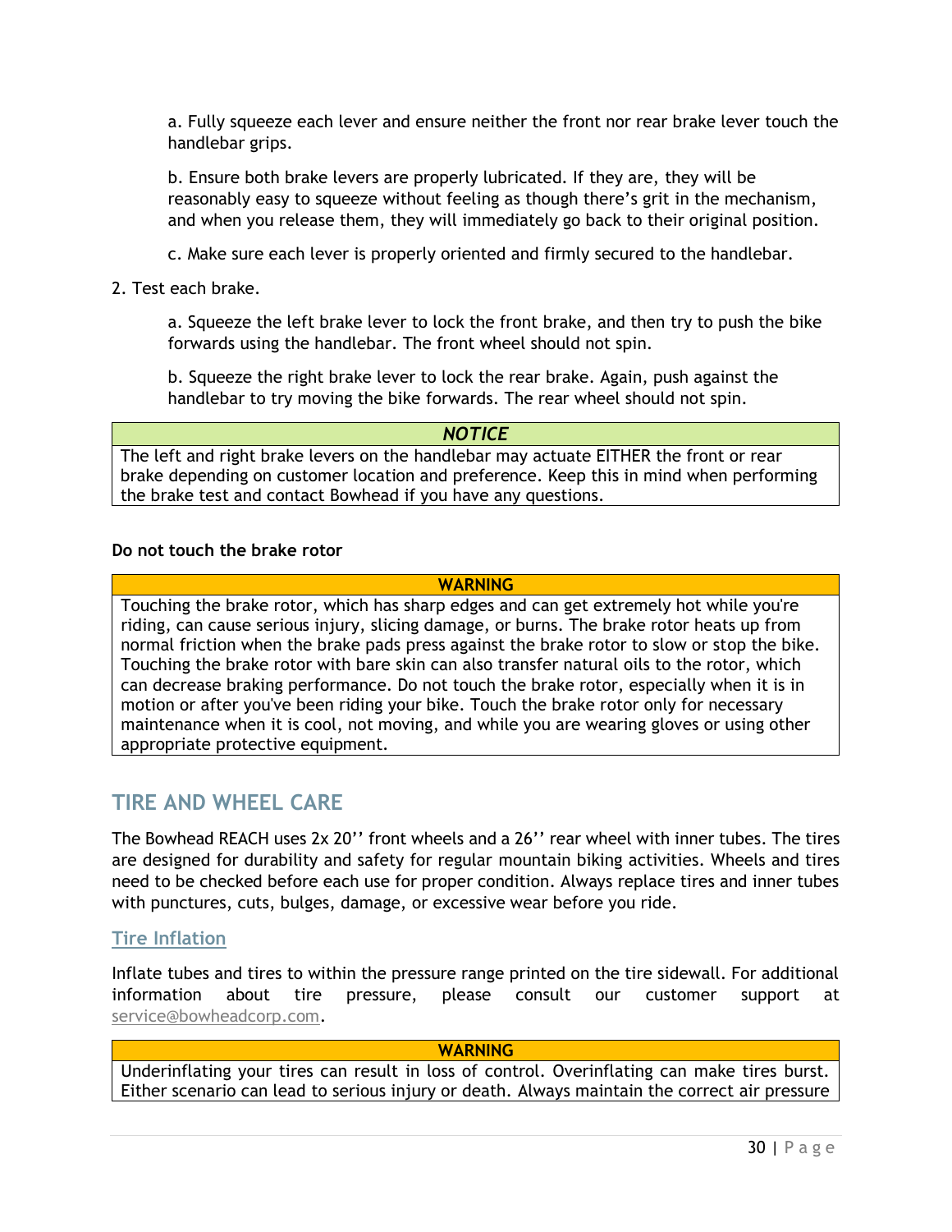a. Fully squeeze each lever and ensure neither the front nor rear brake lever touch the handlebar grips.

b. Ensure both brake levers are properly lubricated. If they are, they will be reasonably easy to squeeze without feeling as though there's grit in the mechanism, and when you release them, they will immediately go back to their original position.

c. Make sure each lever is properly oriented and firmly secured to the handlebar.

2. Test each brake.

a. Squeeze the left brake lever to lock the front brake, and then try to push the bike forwards using the handlebar. The front wheel should not spin.

b. Squeeze the right brake lever to lock the rear brake. Again, push against the handlebar to try moving the bike forwards. The rear wheel should not spin.

| *NOTICE* |
| --- |
| The left and right brake levers on the handlebar may actuate EITHER the front or rear brake depending on customer location and preference. Keep this in mind when performing the brake test and contact Bowhead if you have any questions. |

**Do not touch the brake rotor**

| **WARNING** |
| --- |
| Touching the brake rotor, which has sharp edges and can get extremely hot while you're riding, can cause serious injury, slicing damage, or burns. The brake rotor heats up from normal friction when the brake pads press against the brake rotor to slow or stop the bike. Touching the brake rotor with bare skin can also transfer natural oils to the rotor, which can decrease braking performance. Do not touch the brake rotor, especially when it is in motion or after you've been riding your bike. Touch the brake rotor only for necessary maintenance when it is cool, not moving, and while you are wearing gloves or using other appropriate protective equipment. |

## TIRE AND WHEEL CARE

The Bowhead REACH uses 2x 20'' front wheels and a 26'' rear wheel with inner tubes. The tires are designed for durability and safety for regular mountain biking activities. Wheels and tires need to be checked before each use for proper condition. Always replace tires and inner tubes with punctures, cuts, bulges, damage, or excessive wear before you ride.

### Tire Inflation

Inflate tubes and tires to within the pressure range printed on the tire sidewall. For additional information about tire pressure, please consult our customer support at service@bowheadcorp.com.

| **WARNING** |
| --- |
| Underinflating your tires can result in loss of control. Overinflating can make tires burst. Either scenario can lead to serious injury or death. Always maintain the correct air pressure |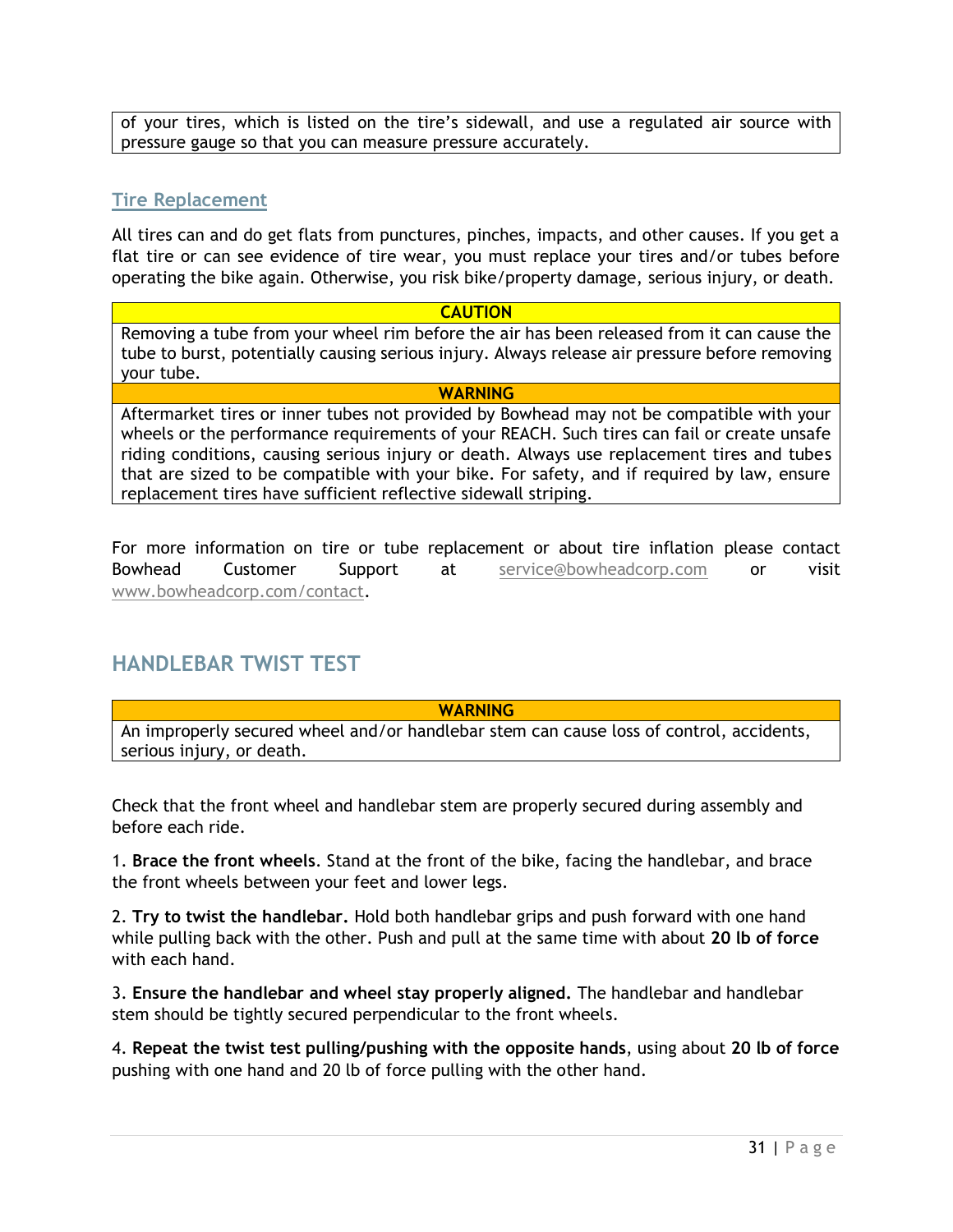| of your tires, which is listed on the tire's sidewall, and use a regulated air source with pressure gauge so that you can measure pressure accurately. |
|---|

## Tire Replacement

All tires can and do get flats from punctures, pinches, impacts, and other causes. If you get a flat tire or can see evidence of tire wear, you must replace your tires and/or tubes before operating the bike again. Otherwise, you risk bike/property damage, serious injury, or death.

| CAUTION |
|---|
| Removing a tube from your wheel rim before the air has been released from it can cause the tube to burst, potentially causing serious injury. Always release air pressure before removing your tube. |
| **WARNING** |
| Aftermarket tires or inner tubes not provided by Bowhead may not be compatible with your wheels or the performance requirements of your REACH. Such tires can fail or create unsafe riding conditions, causing serious injury or death. Always use replacement tires and tubes that are sized to be compatible with your bike. For safety, and if required by law, ensure replacement tires have sufficient reflective sidewall striping. |

For more information on tire or tube replacement or about tire inflation please contact Bowhead Customer Support at service@bowheadcorp.com or visit www.bowheadcorp.com/contact.

# HANDLEBAR TWIST TEST

| WARNING |
|---|
| An improperly secured wheel and/or handlebar stem can cause loss of control, accidents, serious injury, or death. |

Check that the front wheel and handlebar stem are properly secured during assembly and before each ride.

1. **Brace the front wheels**. Stand at the front of the bike, facing the handlebar, and brace the front wheels between your feet and lower legs.

2. **Try to twist the handlebar.** Hold both handlebar grips and push forward with one hand while pulling back with the other. Push and pull at the same time with about **20 lb of force** with each hand.

3. **Ensure the handlebar and wheel stay properly aligned.** The handlebar and handlebar stem should be tightly secured perpendicular to the front wheels.

4. **Repeat the twist test pulling/pushing with the opposite hands**, using about **20 lb of force** pushing with one hand and 20 lb of force pulling with the other hand.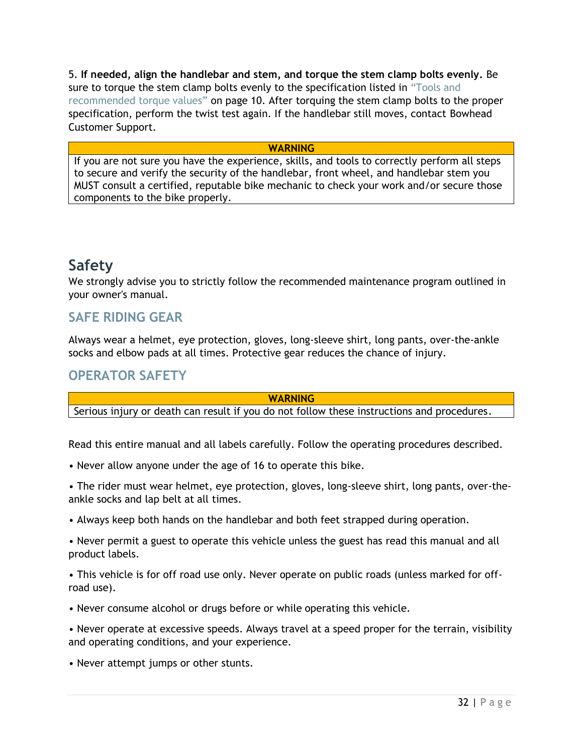5. **If needed, align the handlebar and stem, and torque the stem clamp bolts evenly.** Be sure to torque the stem clamp bolts evenly to the specification listed in "Tools and recommended torque values" on page 10. After torquing the stem clamp bolts to the proper specification, perform the twist test again. If the handlebar still moves, contact Bowhead Customer Support.

| WARNING |
| --- |
| If you are not sure you have the experience, skills, and tools to correctly perform all steps to secure and verify the security of the handlebar, front wheel, and handlebar stem you MUST consult a certified, reputable bike mechanic to check your work and/or secure those components to the bike properly. |

# Safety

We strongly advise you to strictly follow the recommended maintenance program outlined in your owner's manual.

## SAFE RIDING GEAR

Always wear a helmet, eye protection, gloves, long-sleeve shirt, long pants, over-the-ankle socks and elbow pads at all times. Protective gear reduces the chance of injury.

## OPERATOR SAFETY

| WARNING |
| --- |
| Serious injury or death can result if you do not follow these instructions and procedures. |

Read this entire manual and all labels carefully. Follow the operating procedures described.

- Never allow anyone under the age of 16 to operate this bike.
- The rider must wear helmet, eye protection, gloves, long-sleeve shirt, long pants, over-the-ankle socks and lap belt at all times.
- Always keep both hands on the handlebar and both feet strapped during operation.
- Never permit a guest to operate this vehicle unless the guest has read this manual and all product labels.
- This vehicle is for off road use only. Never operate on public roads (unless marked for off-road use).
- Never consume alcohol or drugs before or while operating this vehicle.
- Never operate at excessive speeds. Always travel at a speed proper for the terrain, visibility and operating conditions, and your experience.
- Never attempt jumps or other stunts.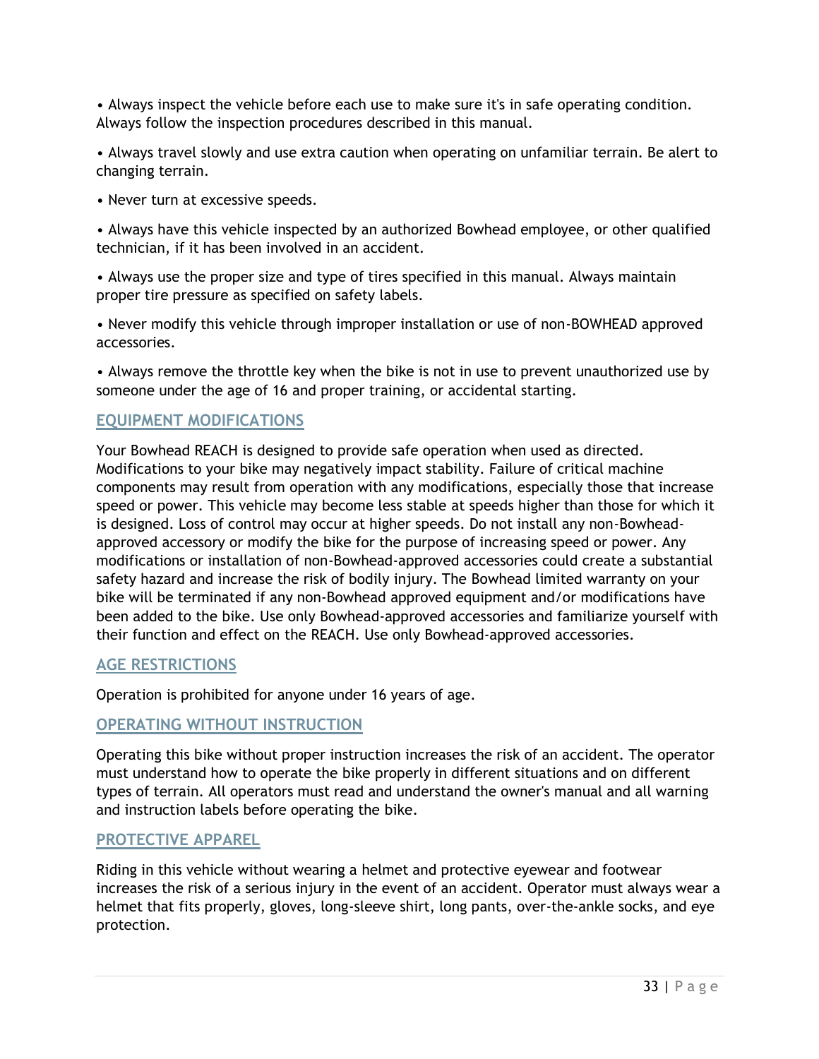- Always inspect the vehicle before each use to make sure it's in safe operating condition. Always follow the inspection procedures described in this manual.

- Always travel slowly and use extra caution when operating on unfamiliar terrain. Be alert to changing terrain.

- Never turn at excessive speeds.

- Always have this vehicle inspected by an authorized Bowhead employee, or other qualified technician, if it has been involved in an accident.

- Always use the proper size and type of tires specified in this manual. Always maintain proper tire pressure as specified on safety labels.

- Never modify this vehicle through improper installation or use of non-BOWHEAD approved accessories.

- Always remove the throttle key when the bike is not in use to prevent unauthorized use by someone under the age of 16 and proper training, or accidental starting.

## EQUIPMENT MODIFICATIONS

Your Bowhead REACH is designed to provide safe operation when used as directed. Modifications to your bike may negatively impact stability. Failure of critical machine components may result from operation with any modifications, especially those that increase speed or power. This vehicle may become less stable at speeds higher than those for which it is designed. Loss of control may occur at higher speeds. Do not install any non-Bowhead-approved accessory or modify the bike for the purpose of increasing speed or power. Any modifications or installation of non-Bowhead-approved accessories could create a substantial safety hazard and increase the risk of bodily injury. The Bowhead limited warranty on your bike will be terminated if any non-Bowhead approved equipment and/or modifications have been added to the bike. Use only Bowhead-approved accessories and familiarize yourself with their function and effect on the REACH. Use only Bowhead-approved accessories.

## AGE RESTRICTIONS

Operation is prohibited for anyone under 16 years of age.

## OPERATING WITHOUT INSTRUCTION

Operating this bike without proper instruction increases the risk of an accident. The operator must understand how to operate the bike properly in different situations and on different types of terrain. All operators must read and understand the owner's manual and all warning and instruction labels before operating the bike.

## PROTECTIVE APPAREL

Riding in this vehicle without wearing a helmet and protective eyewear and footwear increases the risk of a serious injury in the event of an accident. Operator must always wear a helmet that fits properly, gloves, long-sleeve shirt, long pants, over-the-ankle socks, and eye protection.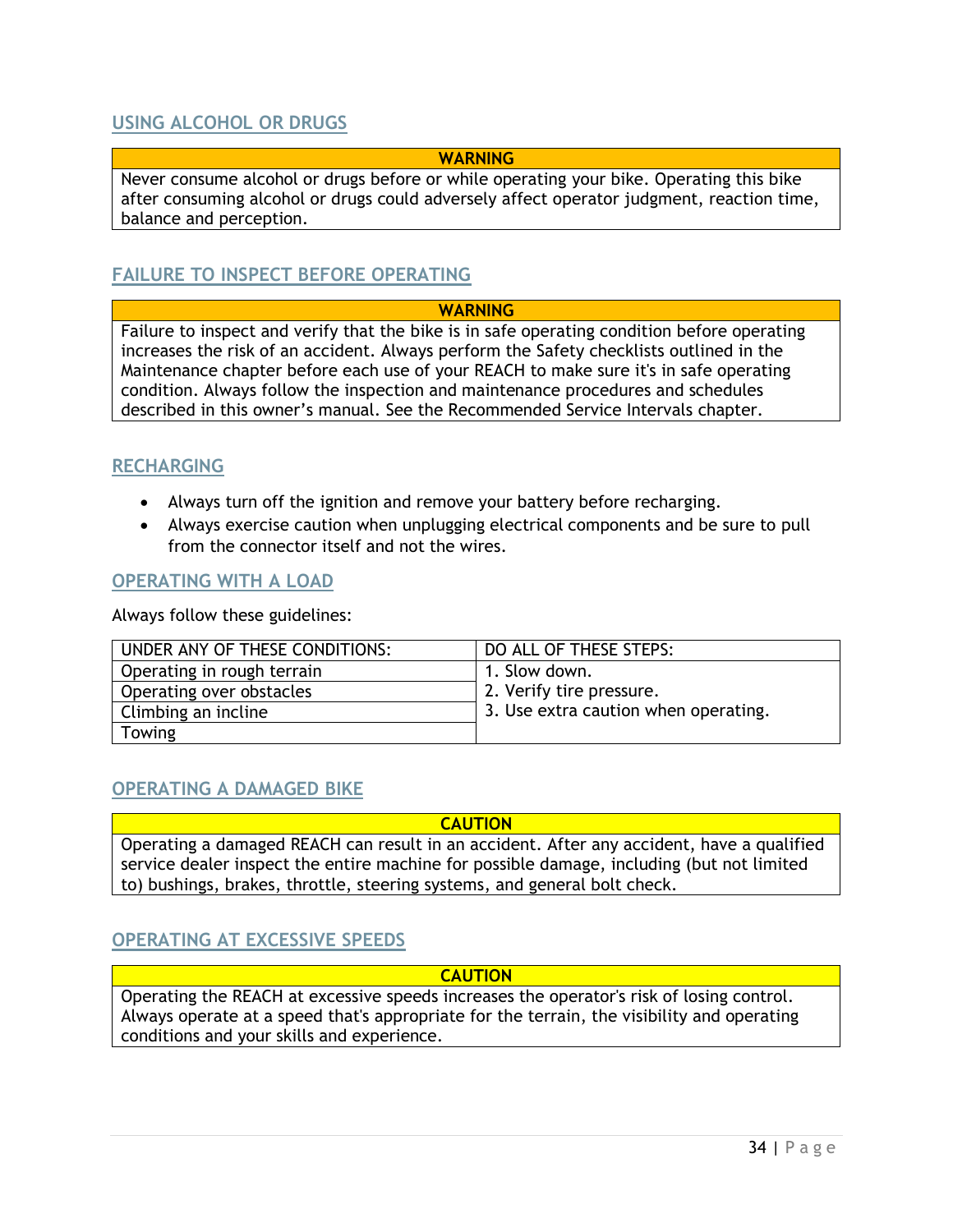## USING ALCOHOL OR DRUGS

| WARNING |
| --- |
| Never consume alcohol or drugs before or while operating your bike. Operating this bike after consuming alcohol or drugs could adversely affect operator judgment, reaction time, balance and perception. |

## FAILURE TO INSPECT BEFORE OPERATING

| WARNING |
| --- |
| Failure to inspect and verify that the bike is in safe operating condition before operating increases the risk of an accident. Always perform the Safety checklists outlined in the Maintenance chapter before each use of your REACH to make sure it's in safe operating condition. Always follow the inspection and maintenance procedures and schedules described in this owner's manual. See the Recommended Service Intervals chapter. |

## RECHARGING

- Always turn off the ignition and remove your battery before recharging.
- Always exercise caution when unplugging electrical components and be sure to pull from the connector itself and not the wires.

## OPERATING WITH A LOAD

Always follow these guidelines:

| UNDER ANY OF THESE CONDITIONS: | DO ALL OF THESE STEPS: |
| --- | --- |
| Operating in rough terrain | 1. Slow down.<br>2. Verify tire pressure.<br>3. Use extra caution when operating. |
| Operating over obstacles | |
| Climbing an incline | |
| Towing | |

## OPERATING A DAMAGED BIKE

| CAUTION |
| --- |
| Operating a damaged REACH can result in an accident. After any accident, have a qualified service dealer inspect the entire machine for possible damage, including (but not limited to) bushings, brakes, throttle, steering systems, and general bolt check. |

## OPERATING AT EXCESSIVE SPEEDS

| CAUTION |
| --- |
| Operating the REACH at excessive speeds increases the operator's risk of losing control. Always operate at a speed that's appropriate for the terrain, the visibility and operating conditions and your skills and experience. |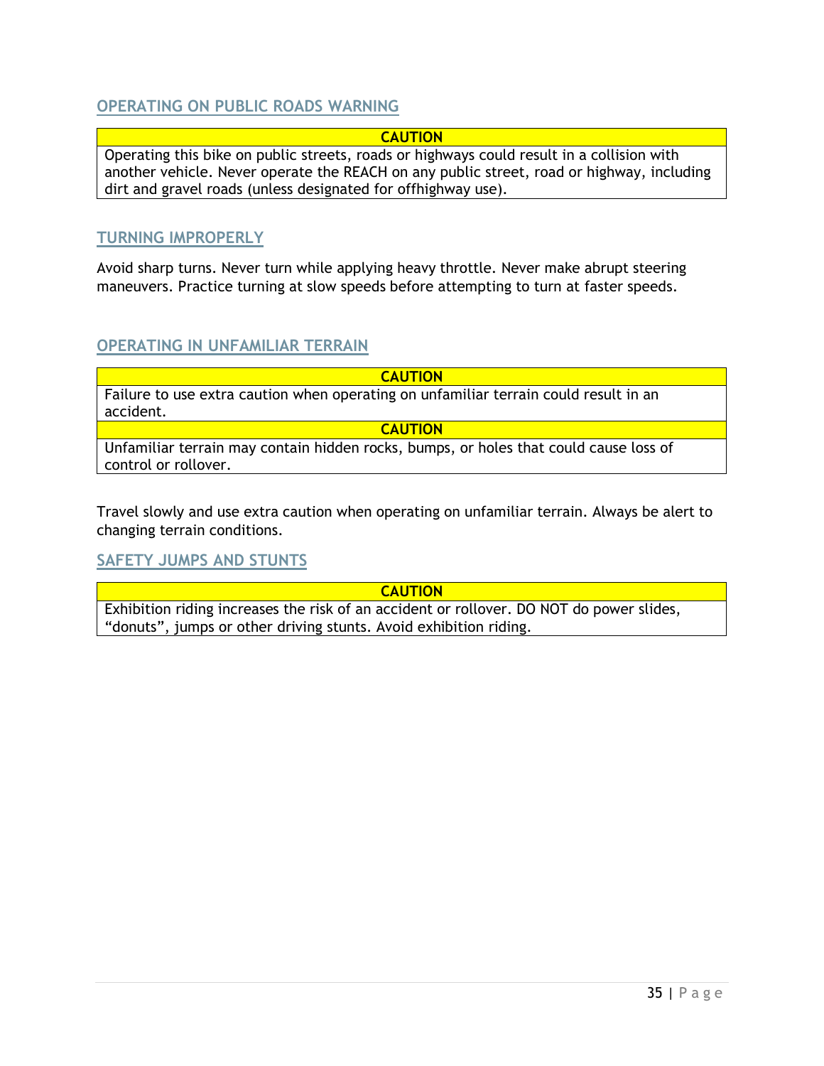## OPERATING ON PUBLIC ROADS WARNING

| CAUTION |
| --- |
| Operating this bike on public streets, roads or highways could result in a collision with another vehicle. Never operate the REACH on any public street, road or highway, including dirt and gravel roads (unless designated for offhighway use). |

## TURNING IMPROPERLY

Avoid sharp turns. Never turn while applying heavy throttle. Never make abrupt steering maneuvers. Practice turning at slow speeds before attempting to turn at faster speeds.

## OPERATING IN UNFAMILIAR TERRAIN

| CAUTION |
| --- |
| Failure to use extra caution when operating on unfamiliar terrain could result in an accident. |
| **CAUTION** |
| Unfamiliar terrain may contain hidden rocks, bumps, or holes that could cause loss of control or rollover. |

Travel slowly and use extra caution when operating on unfamiliar terrain. Always be alert to changing terrain conditions.

## SAFETY JUMPS AND STUNTS

| CAUTION |
| --- |
| Exhibition riding increases the risk of an accident or rollover. DO NOT do power slides, "donuts", jumps or other driving stunts. Avoid exhibition riding. |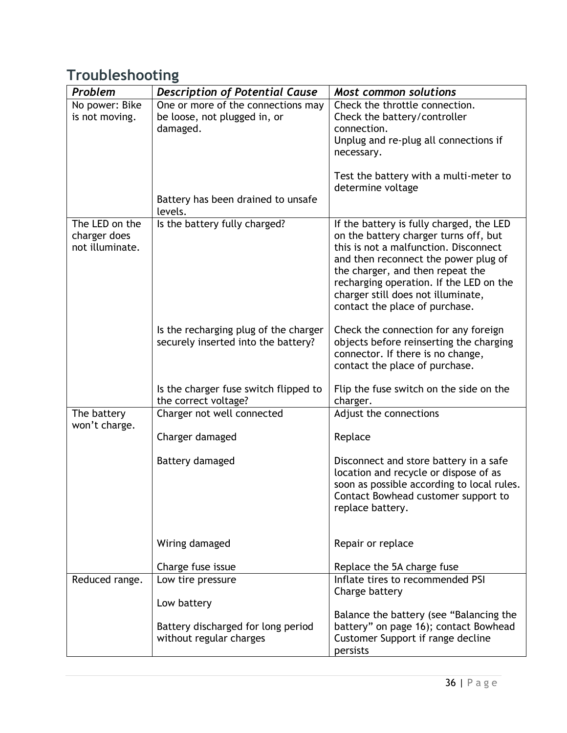## Troubleshooting

| *Problem* | *Description of Potential Cause* | *Most common solutions* |
|---|---|---|
| No power: Bike is not moving. | One or more of the connections may be loose, not plugged in, or damaged.<br><br>Battery has been drained to unsafe levels. | Check the throttle connection.<br>Check the battery/controller connection.<br>Unplug and re-plug all connections if necessary.<br><br>Test the battery with a multi-meter to determine voltage |
| The LED on the charger does not illuminate. | Is the battery fully charged? | If the battery is fully charged, the LED on the battery charger turns off, but this is not a malfunction. Disconnect and then reconnect the power plug of the charger, and then repeat the recharging operation. If the LED on the charger still does not illuminate, contact the place of purchase. |
| | Is the recharging plug of the charger securely inserted into the battery? | Check the connection for any foreign objects before reinserting the charging connector. If there is no change, contact the place of purchase. |
| | Is the charger fuse switch flipped to the correct voltage? | Flip the fuse switch on the side on the charger. |
| The battery won't charge. | Charger not well connected | Adjust the connections |
| | Charger damaged | Replace |
| | Battery damaged | Disconnect and store battery in a safe location and recycle or dispose of as soon as possible according to local rules. Contact Bowhead customer support to replace battery. |
| | Wiring damaged | Repair or replace |
| | Charge fuse issue | Replace the 5A charge fuse |
| Reduced range. | Low tire pressure | Inflate tires to recommended PSI |
| | Low battery | Charge battery |
| | Battery discharged for long period without regular charges | Balance the battery (see "Balancing the battery" on page 16); contact Bowhead Customer Support if range decline persists |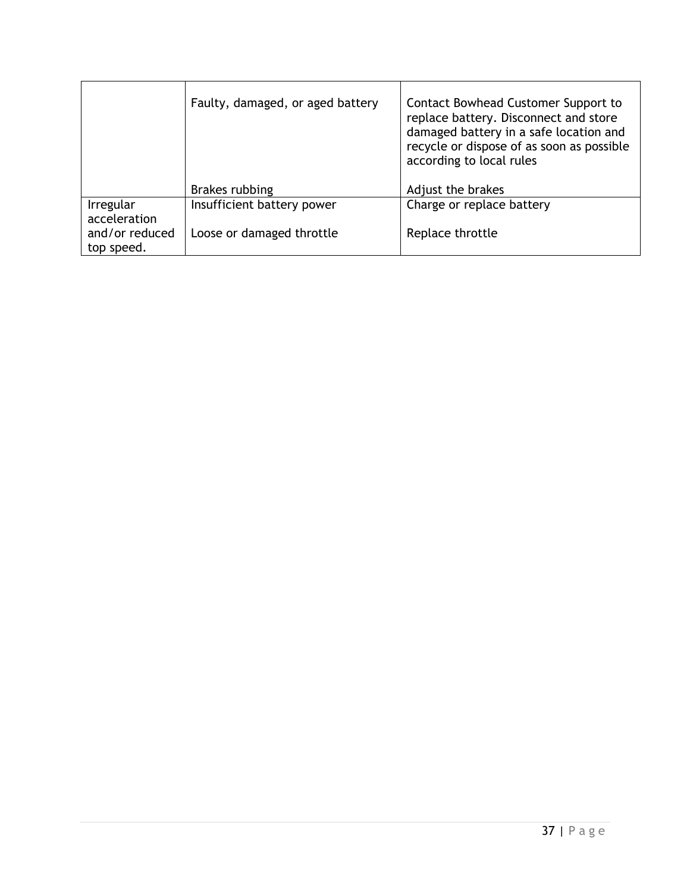| | | |
|---|---|---|
| | Faulty, damaged, or aged battery | Contact Bowhead Customer Support to replace battery. Disconnect and store damaged battery in a safe location and recycle or dispose of as soon as possible according to local rules |
| | Brakes rubbing | Adjust the brakes |
| Irregular acceleration and/or reduced top speed. | Insufficient battery power | Charge or replace battery |
| | Loose or damaged throttle | Replace throttle |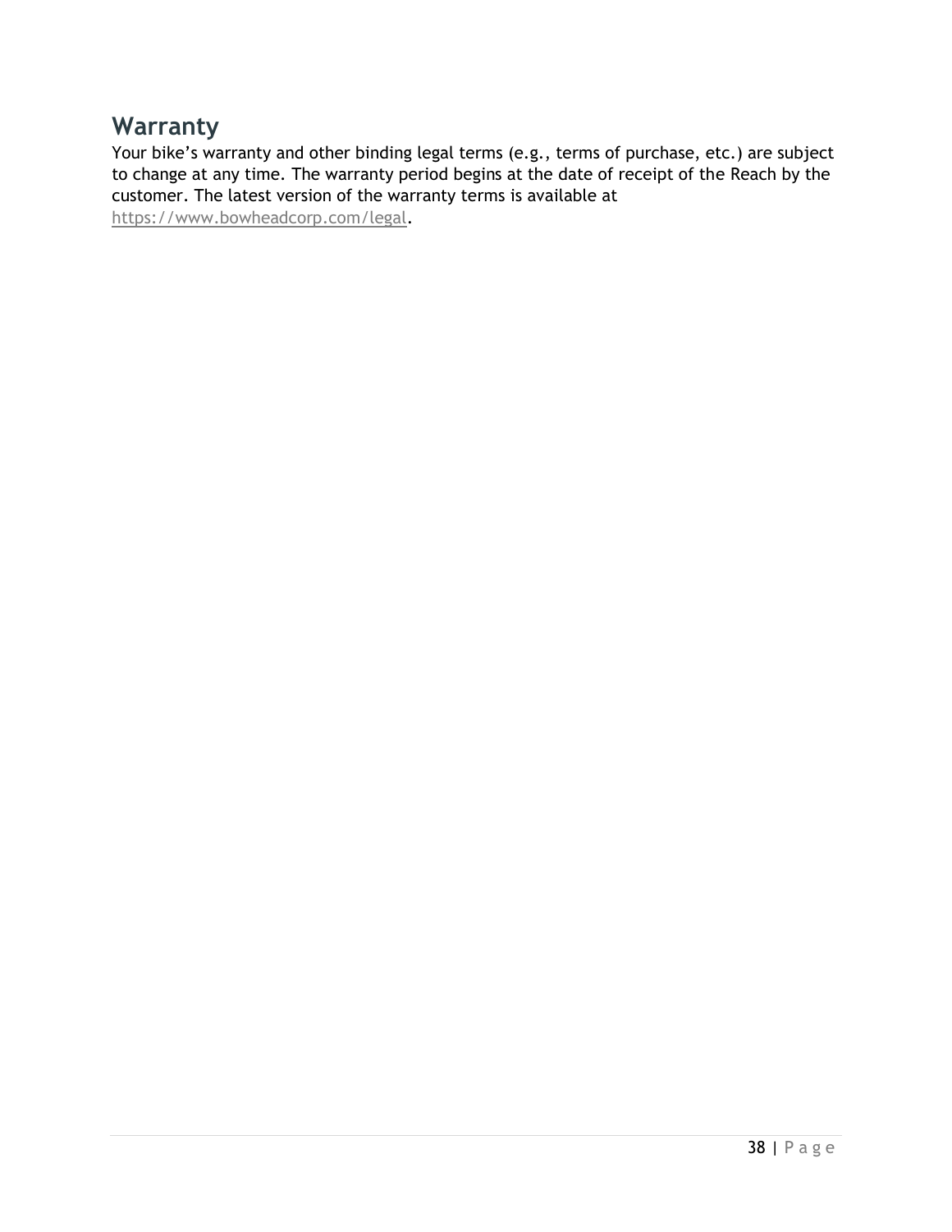## Warranty

Your bike’s warranty and other binding legal terms (e.g., terms of purchase, etc.) are subject to change at any time. The warranty period begins at the date of receipt of the Reach by the customer. The latest version of the warranty terms is available at https://www.bowheadcorp.com/legal.